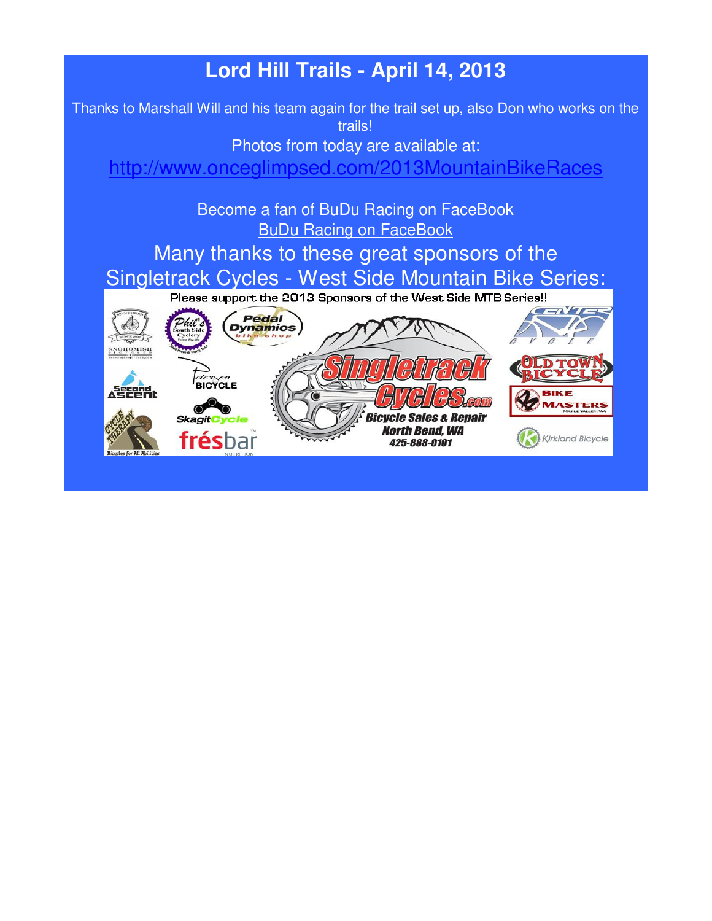# Lord Hill Trails - April 14, 2013

Thanks to Marshall Will and his team again for the trail set up, also Don who works on the trails!

Photos from today are available at:

http://www.onceglimpsed.com/2013MountainBikeRaces

Become a fan of BuDu Racing on FaceBook

BuDu Racing on FaceBook

Many thanks to these great sponsors of the Singletrack Cycles - West Side Mountain Bike Series:

Please support the 2013 Sponsors of the West Side MTB Series!!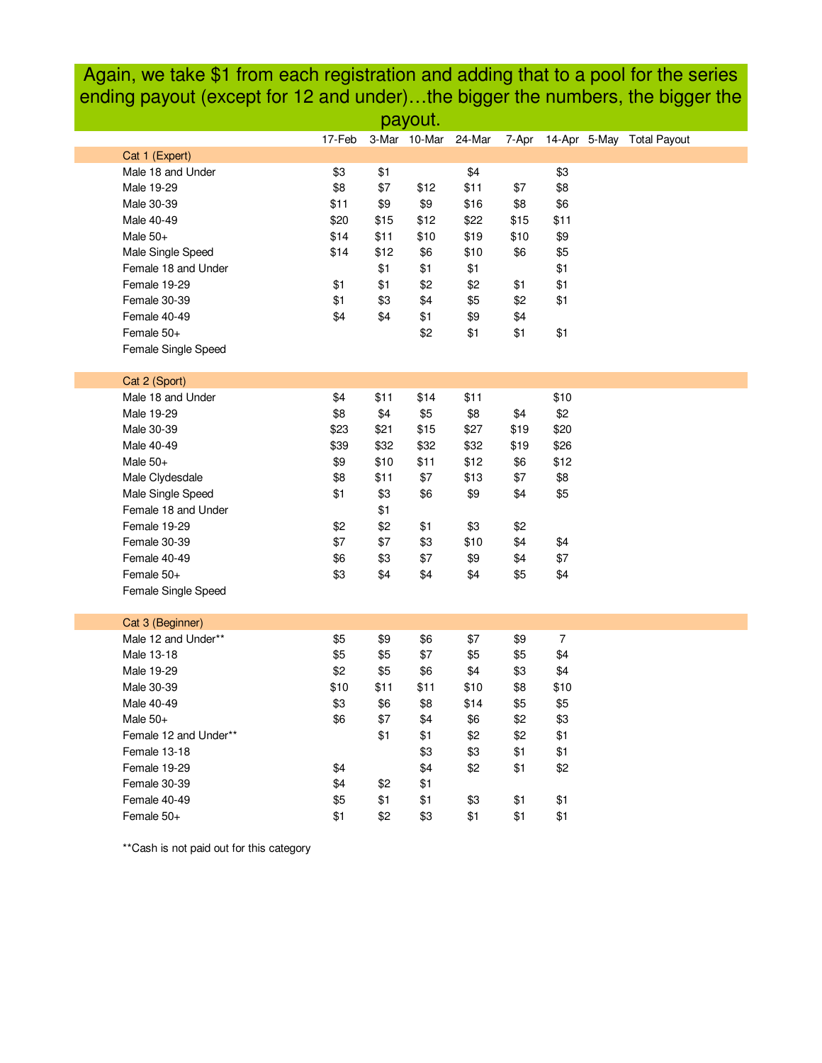Again, we take $1 from each registration and adding that to a pool for the series ending payout (except for 12 and under)…the bigger the numbers, the bigger the payout.

| | 17-Feb | 3-Mar | 10-Mar | 24-Mar | 7-Apr | 14-Apr | 5-May | Total Payout |
|---|---|---|---|---|---|---|---|---|
| **Cat 1 (Expert)** | | | | | | | | |
| Male 18 and Under | $3 | $1 | | $4 | | $3 | | |
| Male 19-29 | $8 | $7 | $12 | $11 | $7 | $8 | | |
| Male 30-39 | $11 | $9 | $9 | $16 | $8 | $6 | | |
| Male 40-49 | $20 | $15 | $12 | $22 | $15 | $11 | | |
| Male 50+ | $14 | $11 | $10 | $19 | $10 | $9 | | |
| Male Single Speed | $14 | $12 | $6 | $10 | $6 | $5 | | |
| Female 18 and Under | | $1 | $1 | $1 | | $1 | | |
| Female 19-29 | $1 | $1 | $2 | $2 | $1 | $1 | | |
| Female 30-39 | $1 | $3 | $4 | $5 | $2 | $1 | | |
| Female 40-49 | $4 | $4 | $1 | $9 | $4 | | | |
| Female 50+ | | | $2 | $1 | $1 | $1 | | |
| Female Single Speed | | | | | | | | |
| **Cat 2 (Sport)** | | | | | | | | |
| Male 18 and Under | $4 | $11 | $14 | $11 | | $10 | | |
| Male 19-29 | $8 | $4 | $5 | $8 | $4 | $2 | | |
| Male 30-39 | $23 | $21 | $15 | $27 | $19 | $20 | | |
| Male 40-49 | $39 | $32 | $32 | $32 | $19 | $26 | | |
| Male 50+ | $9 | $10 | $11 | $12 | $6 | $12 | | |
| Male Clydesdale | $8 | $11 | $7 | $13 | $7 | $8 | | |
| Male Single Speed | $1 | $3 | $6 | $9 | $4 | $5 | | |
| Female 18 and Under | | $1 | | | | | | |
| Female 19-29 | $2 | $2 | $1 | $3 | $2 | | | |
| Female 30-39 | $7 | $7 | $3 | $10 | $4 | $4 | | |
| Female 40-49 | $6 | $3 | $7 | $9 | $4 | $7 | | |
| Female 50+ | $3 | $4 | $4 | $4 | $5 | $4 | | |
| Female Single Speed | | | | | | | | |
| **Cat 3 (Beginner)** | | | | | | | | |
| Male 12 and Under** | $5 | $9 | $6 | $7 | $9 | 7 | | |
| Male 13-18 | $5 | $5 | $7 | $5 | $5 | $4 | | |
| Male 19-29 | $2 | $5 | $6 | $4 | $3 | $4 | | |
| Male 30-39 | $10 | $11 | $11 | $10 | $8 | $10 | | |
| Male 40-49 | $3 | $6 | $8 | $14 | $5 | $5 | | |
| Male 50+ | $6 | $7 | $4 | $6 | $2 | $3 | | |
| Female 12 and Under** | | $1 | $1 | $2 | $2 | $1 | | |
| Female 13-18 | | | $3 | $3 | $1 | $1 | | |
| Female 19-29 | $4 | | $4 | $2 | $1 | $2 | | |
| Female 30-39 | $4 | $2 | $1 | | | | | |
| Female 40-49 | $5 | $1 | $1 | $3 | $1 | $1 | | |
| Female 50+ | $1 | $2 | $3 | $1 | $1 | $1 | | |

**Cash is not paid out for this category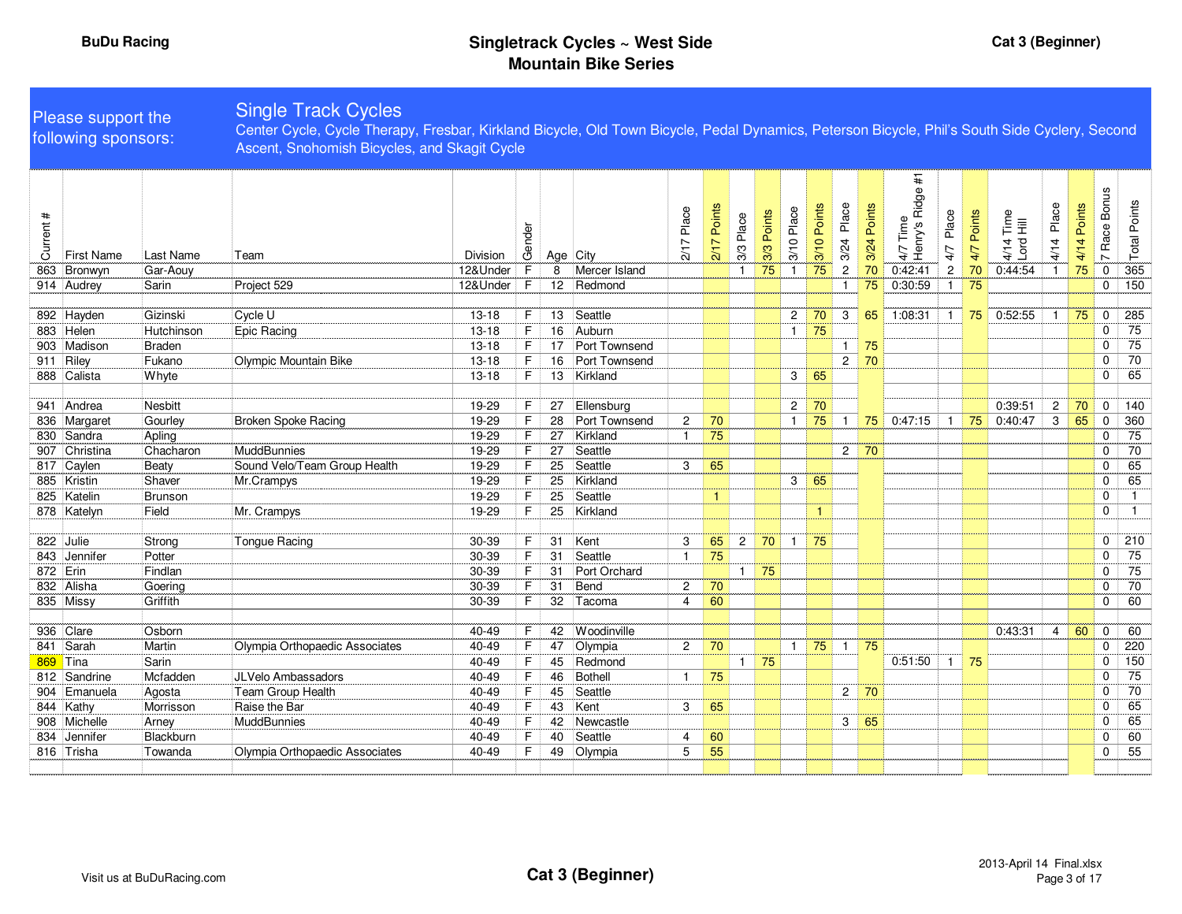BuDu Racing

# Singletrack Cycles ~ West Side Mountain Bike Series

Cat 3 (Beginner)

Please support the following sponsors:

**Single Track Cycles**
Center Cycle, Cycle Therapy, Fresbar, Kirkland Bicycle, Old Town Bicycle, Pedal Dynamics, Peterson Bicycle, Phil's South Side Cyclery, Second Ascent, Snohomish Bicycles, and Skagit Cycle

| Current # | First Name | Last Name | Team | Division | Gender | Age | City | 2/17 Place | 2/17 Points | 3/3 Place | 3/3 Points | 3/10 Place | 3/10 Points | 3/24 Place | 3/24 Points | 4/7 Time Henry's Ridge #1 | 4/7 Place | 4/7 Points | 4/14 Time Lord Hill | 4/14 Place | 4/14 Points | 7 Race Bonus | Total Points |
|---|---|---|---|---|---|---|---|---|---|---|---|---|---|---|---|---|---|---|---|---|---|---|---|
| 863 | Bronwyn | Gar-Aouy | | 12&Under | F | 8 | Mercer Island | | | 1 | 75 | 1 | 75 | 2 | 70 | 0:42:41 | 2 | 70 | 0:44:54 | 1 | 75 | 0 | 365 |
| 914 | Audrey | Sarin | Project 529 | 12&Under | F | 12 | Redmond | | | | | | | 1 | 75 | 0:30:59 | 1 | 75 | | | | 0 | 150 |
| | | | | | | | | | | | | | | | | | | | | | | | |
| 892 | Hayden | Gizinski | Cycle U | 13-18 | F | 13 | Seattle | | | | | 2 | 70 | 3 | 65 | 1:08:31 | 1 | 75 | 0:52:55 | 1 | 75 | 0 | 285 |
| 883 | Helen | Hutchinson | Epic Racing | 13-18 | F | 16 | Auburn | | | | | 1 | 75 | | | | | | | | | 0 | 75 |
| 903 | Madison | Braden | | 13-18 | F | 17 | Port Townsend | | | | | | | 1 | 75 | | | | | | | 0 | 75 |
| 911 | Riley | Fukano | Olympic Mountain Bike | 13-18 | F | 16 | Port Townsend | | | | | | | 2 | 70 | | | | | | | 0 | 70 |
| 888 | Calista | Whyte | | 13-18 | F | 13 | Kirkland | | | | | 3 | 65 | | | | | | | | | 0 | 65 |
| | | | | | | | | | | | | | | | | | | | | | | | |
| 941 | Andrea | Nesbitt | | 19-29 | F | 27 | Ellensburg | | | | | 2 | 70 | | | | | | 0:39:51 | 2 | 70 | 0 | 140 |
| 836 | Margaret | Gourley | Broken Spoke Racing | 19-29 | F | 28 | Port Townsend | 2 | 70 | | | 1 | 75 | 1 | 75 | 0:47:15 | 1 | 75 | 0:40:47 | 3 | 65 | 0 | 360 |
| 830 | Sandra | Apling | | 19-29 | F | 27 | Kirkland | 1 | 75 | | | | | | | | | | | | | 0 | 75 |
| 907 | Christina | Chacharon | MuddBunnies | 19-29 | F | 27 | Seattle | | | | | | | 2 | 70 | | | | | | | 0 | 70 |
| 817 | Caylen | Beaty | Sound Velo/Team Group Health | 19-29 | F | 25 | Seattle | 3 | 65 | | | | | | | | | | | | | 0 | 65 |
| 885 | Kristin | Shaver | Mr.Crampys | 19-29 | F | 25 | Kirkland | | | | | 3 | 65 | | | | | | | | | 0 | 65 |
| 825 | Katelin | Brunson | | 19-29 | F | 25 | Seattle | | 1 | | | | | | | | | | | | | 0 | 1 |
| 878 | Katelyn | Field | Mr. Crampys | 19-29 | F | 25 | Kirkland | | | | | | 1 | | | | | | | | | 0 | 1 |
| | | | | | | | | | | | | | | | | | | | | | | | |
| 822 | Julie | Strong | Tongue Racing | 30-39 | F | 31 | Kent | 3 | 65 | 2 | 70 | 1 | 75 | | | | | | | | | 0 | 210 |
| 843 | Jennifer | Potter | | 30-39 | F | 31 | Seattle | 1 | 75 | | | | | | | | | | | | | 0 | 75 |
| 872 | Erin | Findlan | | 30-39 | F | 31 | Port Orchard | | | 1 | 75 | | | | | | | | | | | 0 | 75 |
| 832 | Alisha | Goering | | 30-39 | F | 31 | Bend | 2 | 70 | | | | | | | | | | | | | 0 | 70 |
| 835 | Missy | Griffith | | 30-39 | F | 32 | Tacoma | 4 | 60 | | | | | | | | | | | | | 0 | 60 |
| | | | | | | | | | | | | | | | | | | | | | | | |
| 936 | Clare | Osborn | | 40-49 | F | 42 | Woodinville | | | | | | | | | | | | 0:43:31 | 4 | 60 | 0 | 60 |
| 841 | Sarah | Martin | Olympia Orthopaedic Associates | 40-49 | F | 47 | Olympia | 2 | 70 | | | 1 | 75 | 1 | 75 | | | | | | | 0 | 220 |
| 869 | Tina | Sarin | | 40-49 | F | 45 | Redmond | | | 1 | 75 | | | | | 0:51:50 | 1 | 75 | | | | 0 | 150 |
| 812 | Sandrine | Mcfadden | JLVelo Ambassadors | 40-49 | F | 46 | Bothell | 1 | 75 | | | | | | | | | | | | | 0 | 75 |
| 904 | Emanuela | Agosta | Team Group Health | 40-49 | F | 45 | Seattle | | | | | | | 2 | 70 | | | | | | | 0 | 70 |
| 844 | Kathy | Morrisson | Raise the Bar | 40-49 | F | 43 | Kent | 3 | 65 | | | | | | | | | | | | | 0 | 65 |
| 908 | Michelle | Arney | MuddBunnies | 40-49 | F | 42 | Newcastle | | | | | | | 3 | 65 | | | | | | | 0 | 65 |
| 834 | Jennifer | Blackburn | | 40-49 | F | 40 | Seattle | 4 | 60 | | | | | | | | | | | | | 0 | 60 |
| 816 | Trisha | Towanda | Olympia Orthopaedic Associates | 40-49 | F | 49 | Olympia | 5 | 55 | | | | | | | | | | | | | 0 | 55 |

Visit us at BuDuRacing.com

Cat 3 (Beginner)

2013-April 14 Final.xlsx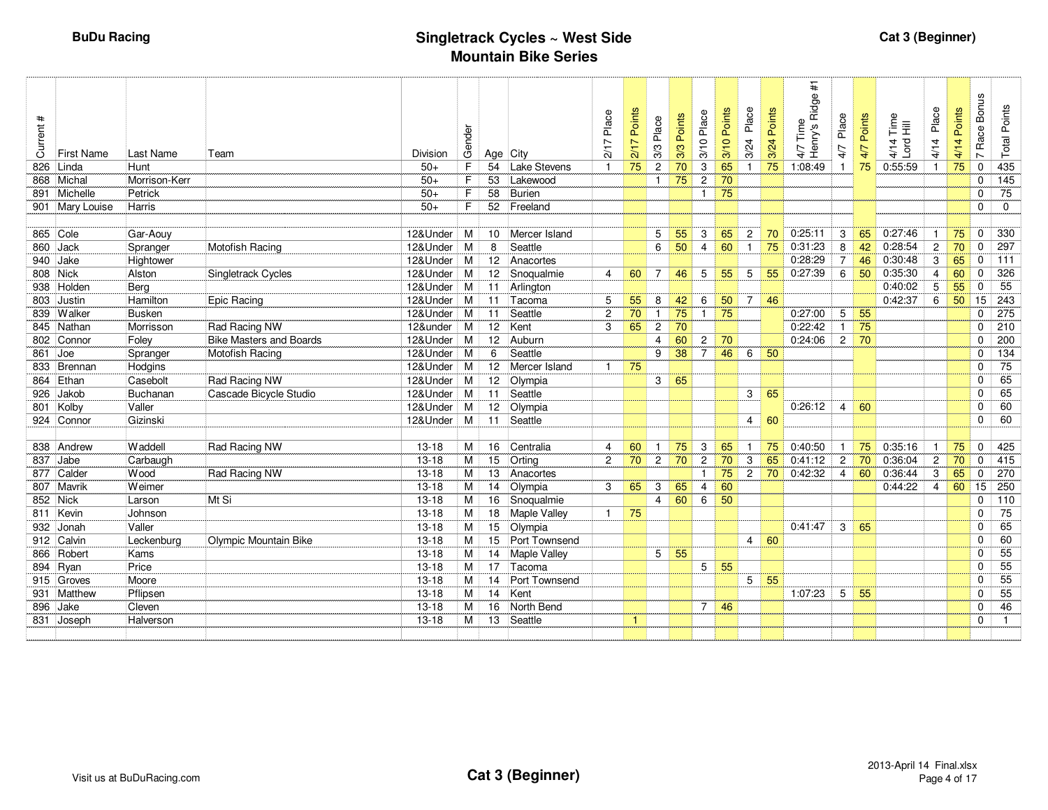**BuDu Racing**

# Singletrack Cycles ~ West Side Mountain Bike Series

**Cat 3 (Beginner)**

| Current # | First Name | Last Name | Team | Division | Gender | Age | City | 2/17 Place | 2/17 Points | 3/3 Place | 3/3 Points | 3/10 Place | 3/10 Points | 3/24 Place | 3/24 Points | 4/7 Time Henry's Ridge #1 | 4/7 Place | 4/7 Points | 4/14 Time Lord Hill | 4/14 Place | 4/14 Points | 7 Race Bonus | Total Points |
|---|---|---|---|---|---|---|---|---|---|---|---|---|---|---|---|---|---|---|---|---|---|---|---|
| 826 | Linda | Hunt | | 50+ | F | 54 | Lake Stevens | 1 | 75 | 2 | 70 | 3 | 65 | 1 | 75 | 1:08:49 | 1 | 75 | 0:55:59 | 1 | 75 | 0 | 435 |
| 868 | Michal | Morrison-Kerr | | 50+ | F | 53 | Lakewood | | | 1 | 75 | 2 | 70 | | | | | | | | | 0 | 145 |
| 891 | Michelle | Petrick | | 50+ | F | 58 | Burien | | | | | 1 | 75 | | | | | | | | | 0 | 75 |
| 901 | Mary Louise | Harris | | 50+ | F | 52 | Freeland | | | | | | | | | | | | | | | 0 | 0 |
| | | | | | | | | | | | | | | | | | | | | | | | |
| 865 | Cole | Gar-Aouy | | 12&Under | M | 10 | Mercer Island | | | 5 | 55 | 3 | 65 | 2 | 70 | 0:25:11 | 3 | 65 | 0:27:46 | 1 | 75 | 0 | 330 |
| 860 | Jack | Spranger | Motofish Racing | 12&Under | M | 8 | Seattle | | | 6 | 50 | 4 | 60 | 1 | 75 | 0:31:23 | 8 | 42 | 0:28:54 | 2 | 70 | 0 | 297 |
| 940 | Jake | Hightower | | 12&Under | M | 12 | Anacortes | | | | | | | | | 0:28:29 | 7 | 46 | 0:30:48 | 3 | 65 | 0 | 111 |
| 808 | Nick | Alston | Singletrack Cycles | 12&Under | M | 12 | Snoqualmie | 4 | 60 | 7 | 46 | 5 | 55 | 5 | 55 | 0:27:39 | 6 | 50 | 0:35:30 | 4 | 60 | 0 | 326 |
| 938 | Holden | Berg | | 12&Under | M | 11 | Arlington | | | | | | | | | | | | 0:40:02 | 5 | 55 | 0 | 55 |
| 803 | Justin | Hamilton | Epic Racing | 12&Under | M | 11 | Tacoma | 5 | 55 | 8 | 42 | 6 | 50 | 7 | 46 | | | | 0:42:37 | 6 | 50 | 15 | 243 |
| 839 | Walker | Busken | | 12&Under | M | 11 | Seattle | 2 | 70 | 1 | 75 | 1 | 75 | | | 0:27:00 | 5 | 55 | | | | 0 | 275 |
| 845 | Nathan | Morrisson | Rad Racing NW | 12&under | M | 12 | Kent | 3 | 65 | 2 | 70 | | | | | 0:22:42 | 1 | 75 | | | | 0 | 210 |
| 802 | Connor | Foley | Bike Masters and Boards | 12&Under | M | 12 | Auburn | | | 4 | 60 | 2 | 70 | | | 0:24:06 | 2 | 70 | | | | 0 | 200 |
| 861 | Joe | Spranger | Motofish Racing | 12&Under | M | 6 | Seattle | | | 9 | 38 | 7 | 46 | 6 | 50 | | | | | | | 0 | 134 |
| 833 | Brennan | Hodgins | | 12&Under | M | 12 | Mercer Island | 1 | 75 | | | | | | | | | | | | | 0 | 75 |
| 864 | Ethan | Casebolt | Rad Racing NW | 12&Under | M | 12 | Olympia | | | 3 | 65 | | | | | | | | | | | 0 | 65 |
| 926 | Jakob | Buchanan | Cascade Bicycle Studio | 12&Under | M | 11 | Seattle | | | | | | | 3 | 65 | | | | | | | 0 | 65 |
| 801 | Kolby | Valler | | 12&Under | M | 12 | Olympia | | | | | | | | | 0:26:12 | 4 | 60 | | | | 0 | 60 |
| 924 | Connor | Gizinski | | 12&Under | M | 11 | Seattle | | | | | | | 4 | 60 | | | | | | | 0 | 60 |
| | | | | | | | | | | | | | | | | | | | | | | | |
| 838 | Andrew | Waddell | Rad Racing NW | 13-18 | M | 16 | Centralia | 4 | 60 | 1 | 75 | 3 | 65 | 1 | 75 | 0:40:50 | 1 | 75 | 0:35:16 | 1 | 75 | 0 | 425 |
| 837 | Jabe | Carbaugh | | 13-18 | M | 15 | Orting | 2 | 70 | 2 | 70 | 2 | 70 | 3 | 65 | 0:41:12 | 2 | 70 | 0:36:04 | 2 | 70 | 0 | 415 |
| 877 | Calder | Wood | Rad Racing NW | 13-18 | M | 13 | Anacortes | | | | | 1 | 75 | 2 | 70 | 0:42:32 | 4 | 60 | 0:36:44 | 3 | 65 | 0 | 270 |
| 807 | Mavrik | Weimer | | 13-18 | M | 14 | Olympia | 3 | 65 | 3 | 65 | 4 | 60 | | | | | | 0:44:22 | 4 | 60 | 15 | 250 |
| 852 | Nick | Larson | Mt Si | 13-18 | M | 16 | Snoqualmie | | | 4 | 60 | 6 | 50 | | | | | | | | | 0 | 110 |
| 811 | Kevin | Johnson | | 13-18 | M | 18 | Maple Valley | 1 | 75 | | | | | | | | | | | | | 0 | 75 |
| 932 | Jonah | Valler | | 13-18 | M | 15 | Olympia | | | | | | | | | 0:41:47 | 3 | 65 | | | | 0 | 65 |
| 912 | Calvin | Leckenburg | Olympic Mountain Bike | 13-18 | M | 15 | Port Townsend | | | | | | | 4 | 60 | | | | | | | 0 | 60 |
| 866 | Robert | Kams | | 13-18 | M | 14 | Maple Valley | | | 5 | 55 | | | | | | | | | | | 0 | 55 |
| 894 | Ryan | Price | | 13-18 | M | 17 | Tacoma | | | | | 5 | 55 | | | | | | | | | 0 | 55 |
| 915 | Groves | Moore | | 13-18 | M | 14 | Port Townsend | | | | | | | 5 | 55 | | | | | | | 0 | 55 |
| 931 | Matthew | Pflipsen | | 13-18 | M | 14 | Kent | | | | | | | | | 1:07:23 | 5 | 55 | | | | 0 | 55 |
| 896 | Jake | Cleven | | 13-18 | M | 16 | North Bend | | | | | 7 | 46 | | | | | | | | | 0 | 46 |
| 831 | Joseph | Halverson | | 13-18 | M | 13 | Seattle | | 1 | | | | | | | | | | | | | 0 | 1 |

Visit us at BuDuRacing.com

**Cat 3 (Beginner)**

2013-April 14 Final.xlsx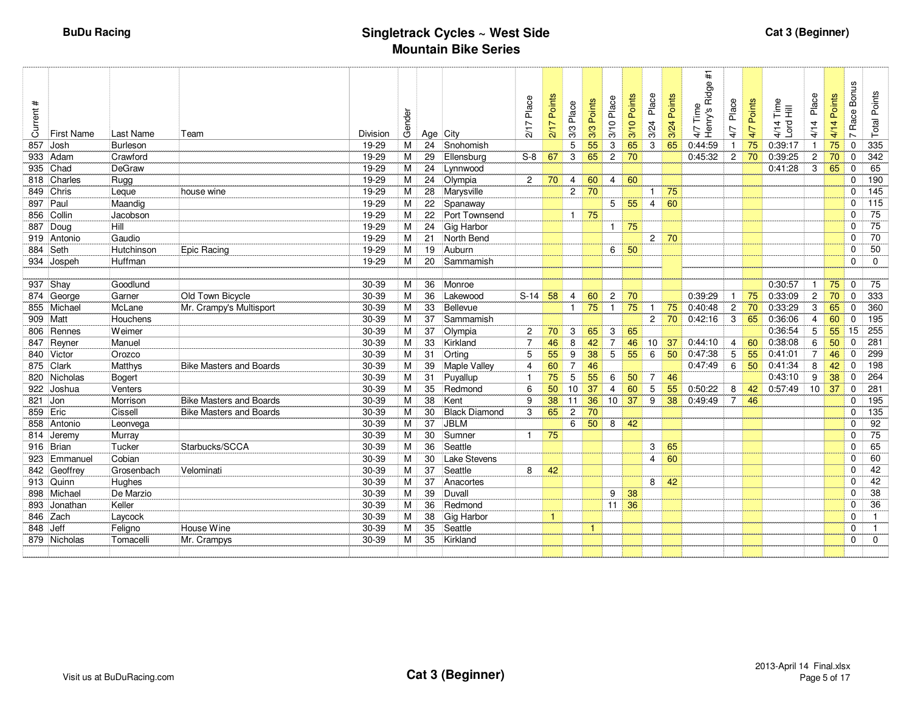BuDu Racing

# Singletrack Cycles ~ West Side Mountain Bike Series

Cat 3 (Beginner)

| Current # | First Name | Last Name | Team | Division | Gender | Age | City | 2/17 Place | 2/17 Points | 3/3 Place | 3/3 Points | 3/10 Place | 3/10 Points | 3/24 Place | 3/24 Points | 4/7 Time Henry's Ridge #1 | 4/7 Place | 4/7 Points | 4/14 Time Lord Hill | 4/14 Place | 4/14 Points | 7 Race Bonus | Total Points |
|---|---|---|---|---|---|---|---|---|---|---|---|---|---|---|---|---|---|---|---|---|---|---|---|
| 857 | Josh | Burleson | | 19-29 | M | 24 | Snohomish | | | 5 | 55 | 3 | 65 | 3 | 65 | 0:44:59 | 1 | 75 | 0:39:17 | 1 | 75 | 0 | 335 |
| 933 | Adam | Crawford | | 19-29 | M | 29 | Ellensburg | S-8 | 67 | 3 | 65 | 2 | 70 | | | 0:45:32 | 2 | 70 | 0:39:25 | 2 | 70 | 0 | 342 |
| 935 | Chad | DeGraw | | 19-29 | M | 24 | Lynnwood | | | | | | | | | | | | 0:41:28 | 3 | 65 | 0 | 65 |
| 818 | Charles | Rugg | | 19-29 | M | 24 | Olympia | 2 | 70 | 4 | 60 | 4 | 60 | | | | | | | | | 0 | 190 |
| 849 | Chris | Leque | house wine | 19-29 | M | 28 | Marysville | | | 2 | 70 | | | 1 | 75 | | | | | | | 0 | 145 |
| 897 | Paul | Maandig | | 19-29 | M | 22 | Spanaway | | | | | 5 | 55 | 4 | 60 | | | | | | | 0 | 115 |
| 856 | Collin | Jacobson | | 19-29 | M | 22 | Port Townsend | | | 1 | 75 | | | | | | | | | | | 0 | 75 |
| 887 | Doug | Hill | | 19-29 | M | 24 | Gig Harbor | | | | | 1 | 75 | | | | | | | | | 0 | 75 |
| 919 | Antonio | Gaudio | | 19-29 | M | 21 | North Bend | | | | | | | 2 | 70 | | | | | | | 0 | 70 |
| 884 | Seth | Hutchinson | Epic Racing | 19-29 | M | 19 | Auburn | | | | | 6 | 50 | | | | | | | | | 0 | 50 |
| 934 | Jospeh | Huffman | | 19-29 | M | 20 | Sammamish | | | | | | | | | | | | | | | 0 | 0 |
| | | | | | | | | | | | | | | | | | | | | | | | |
| 937 | Shay | Goodlund | | 30-39 | M | 36 | Monroe | | | | | | | | | | | | 0:30:57 | 1 | 75 | 0 | 75 |
| 874 | George | Garner | Old Town Bicycle | 30-39 | M | 36 | Lakewood | S-14 | 58 | 4 | 60 | 2 | 70 | | | 0:39:29 | 1 | 75 | 0:33:09 | 2 | 70 | 0 | 333 |
| 855 | Michael | McLane | Mr. Crampy's Multisport | 30-39 | M | 33 | Bellevue | | | 1 | 75 | 1 | 75 | 1 | 75 | 0:40:48 | 2 | 70 | 0:33:29 | 3 | 65 | 0 | 360 |
| 909 | Matt | Houchens | | 30-39 | M | 37 | Sammamish | | | | | | | 2 | 70 | 0:42:16 | 3 | 65 | 0:36:06 | 4 | 60 | 0 | 195 |
| 806 | Rennes | Weimer | | 30-39 | M | 37 | Olympia | 2 | 70 | 3 | 65 | 3 | 65 | | | | | | 0:36:54 | 5 | 55 | 15 | 255 |
| 847 | Reyner | Manuel | | 30-39 | M | 33 | Kirkland | 7 | 46 | 8 | 42 | 7 | 46 | 10 | 37 | 0:44:10 | 4 | 60 | 0:38:08 | 6 | 50 | 0 | 281 |
| 840 | Victor | Orozco | | 30-39 | M | 31 | Orting | 5 | 55 | 9 | 38 | 5 | 55 | 6 | 50 | 0:47:38 | 5 | 55 | 0:41:01 | 7 | 46 | 0 | 299 |
| 875 | Clark | Matthys | Bike Masters and Boards | 30-39 | M | 39 | Maple Valley | 4 | 60 | 7 | 46 | | | | | 0:47:49 | 6 | 50 | 0:41:34 | 8 | 42 | 0 | 198 |
| 820 | Nicholas | Bogert | | 30-39 | M | 31 | Puyallup | 1 | 75 | 5 | 55 | 6 | 50 | 7 | 46 | | | | 0:43:10 | 9 | 38 | 0 | 264 |
| 922 | Joshua | Venters | | 30-39 | M | 35 | Redmond | 6 | 50 | 10 | 37 | 4 | 60 | 5 | 55 | 0:50:22 | 8 | 42 | 0:57:49 | 10 | 37 | 0 | 281 |
| 821 | Jon | Morrison | Bike Masters and Boards | 30-39 | M | 38 | Kent | 9 | 38 | 11 | 36 | 10 | 37 | 9 | 38 | 0:49:49 | 7 | 46 | | | | 0 | 195 |
| 859 | Eric | Cissell | Bike Masters and Boards | 30-39 | M | 30 | Black Diamond | 3 | 65 | 2 | 70 | | | | | | | | | | | 0 | 135 |
| 858 | Antonio | Leonvega | | 30-39 | M | 37 | JBLM | | | 6 | 50 | 8 | 42 | | | | | | | | | 0 | 92 |
| 814 | Jeremy | Murray | | 30-39 | M | 30 | Sumner | 1 | 75 | | | | | | | | | | | | | 0 | 75 |
| 916 | Brian | Tucker | Starbucks/SCCA | 30-39 | M | 36 | Seattle | | | | | | | 3 | 65 | | | | | | | 0 | 65 |
| 923 | Emmanuel | Cobian | | 30-39 | M | 30 | Lake Stevens | | | | | | | 4 | 60 | | | | | | | 0 | 60 |
| 842 | Geoffrey | Grosenbach | Velominati | 30-39 | M | 37 | Seattle | 8 | 42 | | | | | | | | | | | | | 0 | 42 |
| 913 | Quinn | Hughes | | 30-39 | M | 37 | Anacortes | | | | | | | 8 | 42 | | | | | | | 0 | 42 |
| 898 | Michael | De Marzio | | 30-39 | M | 39 | Duvall | | | | | 9 | 38 | | | | | | | | | 0 | 38 |
| 893 | Jonathan | Keller | | 30-39 | M | 36 | Redmond | | | | | 11 | 36 | | | | | | | | | 0 | 36 |
| 846 | Zach | Laycock | | 30-39 | M | 38 | Gig Harbor | | 1 | | | | | | | | | | | | | 0 | 1 |
| 848 | Jeff | Feligno | House Wine | 30-39 | M | 35 | Seattle | | | | 1 | | | | | | | | | | | 0 | 1 |
| 879 | Nicholas | Tomacelli | Mr. Crampys | 30-39 | M | 35 | Kirkland | | | | | | | | | | | | | | | 0 | 0 |

Visit us at BuDuRacing.com

Cat 3 (Beginner)

2013-April 14 Final.xlsx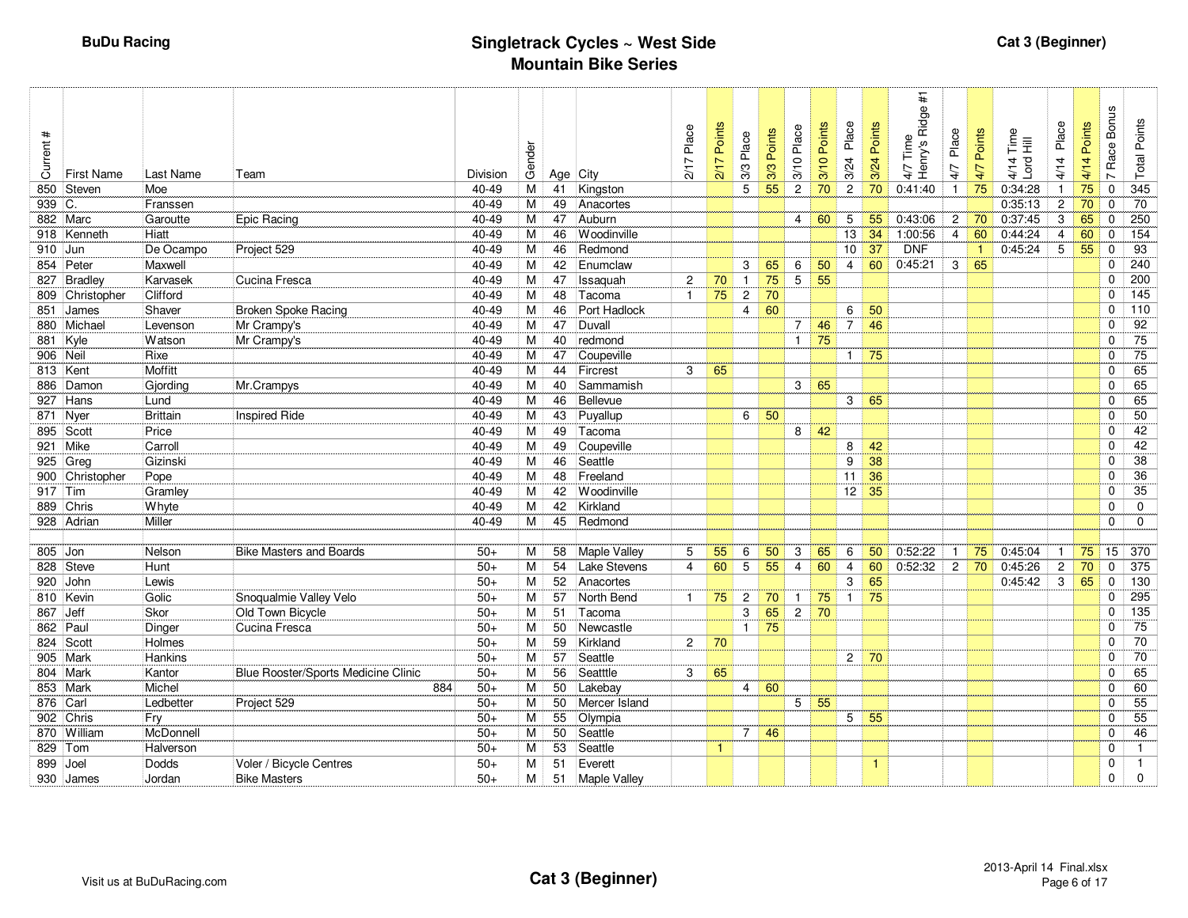BuDu Racing

# Singletrack Cycles ~ West Side Mountain Bike Series

Cat 3 (Beginner)

| Current # | First Name | Last Name | Team | Division | Gender | Age | City | 2/17 Place | 2/17 Points | 3/3 Place | 3/3 Points | 3/10 Place | 3/10 Points | 3/24 Place | 3/24 Points | 4/7 Time Henry's Ridge #1 | 4/7 Place | 4/7 Points | 4/14 Time Lord Hill | 4/14 Place | 4/14 Points | 7 Race Bonus | Total Points |
|---|---|---|---|---|---|---|---|---|---|---|---|---|---|---|---|---|---|---|---|---|---|---|---|
| 850 | Steven | Moe | | 40-49 | M | 41 | Kingston | | | 5 | 55 | 2 | 70 | 2 | 70 | 0:41:40 | 1 | 75 | 0:34:28 | 1 | 75 | 0 | 345 |
| 939 | C. | Franssen | | 40-49 | M | 49 | Anacortes | | | | | | | | | | | | 0:35:13 | 2 | 70 | 0 | 70 |
| 882 | Marc | Garoutte | Epic Racing | 40-49 | M | 47 | Auburn | | | | | 4 | 60 | 5 | 55 | 0:43:06 | 2 | 70 | 0:37:45 | 3 | 65 | 0 | 250 |
| 918 | Kenneth | Hiatt | | 40-49 | M | 46 | Woodinville | | | | | | | 13 | 34 | 1:00:56 | 4 | 60 | 0:44:24 | 4 | 60 | 0 | 154 |
| 910 | Jun | De Ocampo | Project 529 | 40-49 | M | 46 | Redmond | | | | | | | 10 | 37 | DNF | | 1 | 0:45:24 | 5 | 55 | 0 | 93 |
| 854 | Peter | Maxwell | | 40-49 | M | 42 | Enumclaw | | | 3 | 65 | 6 | 50 | 4 | 60 | 0:45:21 | 3 | 65 | | | | 0 | 240 |
| 827 | Bradley | Karvasek | Cucina Fresca | 40-49 | M | 47 | Issaquah | 2 | 70 | 1 | 75 | 5 | 55 | | | | | | | | | 0 | 200 |
| 809 | Christopher | Clifford | | 40-49 | M | 48 | Tacoma | 1 | 75 | 2 | 70 | | | | | | | | | | | 0 | 145 |
| 851 | James | Shaver | Broken Spoke Racing | 40-49 | M | 46 | Port Hadlock | | | 4 | 60 | | | 6 | 50 | | | | | | | 0 | 110 |
| 880 | Michael | Levenson | Mr Crampy's | 40-49 | M | 47 | Duvall | | | | | 7 | 46 | 7 | 46 | | | | | | | 0 | 92 |
| 881 | Kyle | Watson | Mr Crampy's | 40-49 | M | 40 | redmond | | | | | 1 | 75 | | | | | | | | | 0 | 75 |
| 906 | Neil | Rixe | | 40-49 | M | 47 | Coupeville | | | | | | | 1 | 75 | | | | | | | 0 | 75 |
| 813 | Kent | Moffitt | | 40-49 | M | 44 | Fircrest | 3 | 65 | | | | | | | | | | | | | 0 | 65 |
| 886 | Damon | Gjording | Mr.Crampys | 40-49 | M | 40 | Sammamish | | | | | 3 | 65 | | | | | | | | | 0 | 65 |
| 927 | Hans | Lund | | 40-49 | M | 46 | Bellevue | | | | | | | 3 | 65 | | | | | | | 0 | 65 |
| 871 | Nyer | Brittain | Inspired Ride | 40-49 | M | 43 | Puyallup | | | 6 | 50 | | | | | | | | | | | 0 | 50 |
| 895 | Scott | Price | | 40-49 | M | 49 | Tacoma | | | | | 8 | 42 | | | | | | | | | 0 | 42 |
| 921 | Mike | Carroll | | 40-49 | M | 49 | Coupeville | | | | | | | 8 | 42 | | | | | | | 0 | 42 |
| 925 | Greg | Gizinski | | 40-49 | M | 46 | Seattle | | | | | | | 9 | 38 | | | | | | | 0 | 38 |
| 900 | Christopher | Pope | | 40-49 | M | 48 | Freeland | | | | | | | 11 | 36 | | | | | | | 0 | 36 |
| 917 | Tim | Gramley | | 40-49 | M | 42 | Woodinville | | | | | | | 12 | 35 | | | | | | | 0 | 35 |
| 889 | Chris | Whyte | | 40-49 | M | 42 | Kirkland | | | | | | | | | | | | | | | 0 | 0 |
| 928 | Adrian | Miller | | 40-49 | M | 45 | Redmond | | | | | | | | | | | | | | | 0 | 0 |
| | | | | | | | | | | | | | | | | | | | | | | | |
| 805 | Jon | Nelson | Bike Masters and Boards | 50+ | M | 58 | Maple Valley | 5 | 55 | 6 | 50 | 3 | 65 | 6 | 50 | 0:52:22 | 1 | 75 | 0:45:04 | 1 | 75 | 15 | 370 |
| 828 | Steve | Hunt | | 50+ | M | 54 | Lake Stevens | 4 | 60 | 5 | 55 | 4 | 60 | 4 | 60 | 0:52:32 | 2 | 70 | 0:45:26 | 2 | 70 | 0 | 375 |
| 920 | John | Lewis | | 50+ | M | 52 | Anacortes | | | | | | | 3 | 65 | | | | 0:45:42 | 3 | 65 | 0 | 130 |
| 810 | Kevin | Golic | Snoqualmie Valley Velo | 50+ | M | 57 | North Bend | 1 | 75 | 2 | 70 | 1 | 75 | 1 | 75 | | | | | | | 0 | 295 |
| 867 | Jeff | Skor | Old Town Bicycle | 50+ | M | 51 | Tacoma | | | 3 | 65 | 2 | 70 | | | | | | | | | 0 | 135 |
| 862 | Paul | Dinger | Cucina Fresca | 50+ | M | 50 | Newcastle | | | 1 | 75 | | | | | | | | | | | 0 | 75 |
| 824 | Scott | Holmes | | 50+ | M | 59 | Kirkland | 2 | 70 | | | | | | | | | | | | | 0 | 70 |
| 905 | Mark | Hankins | | 50+ | M | 57 | Seattle | | | | | | | 2 | 70 | | | | | | | 0 | 70 |
| 804 | Mark | Kantor | Blue Rooster/Sports Medicine Clinic | 50+ | M | 56 | Seatttle | 3 | 65 | | | | | | | | | | | | | 0 | 65 |
| 853 | Mark | Michel | 884 | 50+ | M | 50 | Lakebay | | | 4 | 60 | | | | | | | | | | | 0 | 60 |
| 876 | Carl | Ledbetter | Project 529 | 50+ | M | 50 | Mercer Island | | | | | 5 | 55 | | | | | | | | | 0 | 55 |
| 902 | Chris | Fry | | 50+ | M | 55 | Olympia | | | | | | | 5 | 55 | | | | | | | 0 | 55 |
| 870 | William | McDonnell | | 50+ | M | 50 | Seattle | | | 7 | 46 | | | | | | | | | | | 0 | 46 |
| 829 | Tom | Halverson | | 50+ | M | 53 | Seattle | | 1 | | | | | | | | | | | | | 0 | 1 |
| 899 | Joel | Dodds | Voler / Bicycle Centres | 50+ | M | 51 | Everett | | | | | | | | 1 | | | | | | | 0 | 1 |
| 930 | James | Jordan | Bike Masters | 50+ | M | 51 | Maple Valley | | | | | | | | | | | | | | | 0 | 0 |

Visit us at BuDuRacing.com

Cat 3 (Beginner)

2013-April 14 Final.xlsx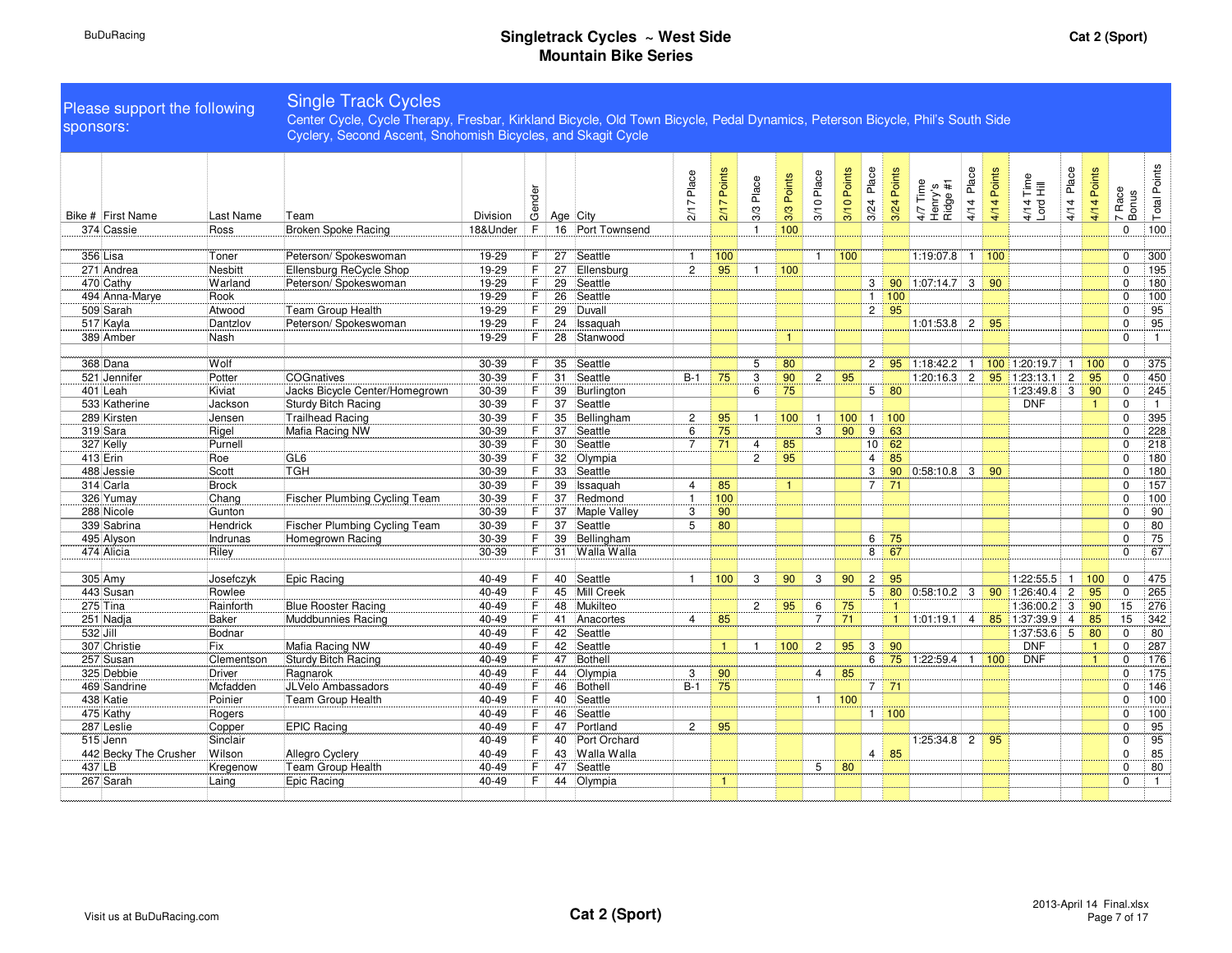# Singletrack Cycles ~ West Side Mountain Bike Series

Cat 2 (Sport)

**Please support the following sponsors:**

**Single Track Cycles**

Center Cycle, Cycle Therapy, Fresbar, Kirkland Bicycle, Old Town Bicycle, Pedal Dynamics, Peterson Bicycle, Phil's South Side Cyclery, Second Ascent, Snohomish Bicycles, and Skagit Cycle

| Bike # | First Name | Last Name | Team | Division | Gender | Age | City | 2/17 Place | 2/17 Points | 3/3 Place | 3/3 Points | 3/10 Place | 3/10 Points | 3/24 Place | 3/24 Points | 4/7 Time Henry's Ridge #1 | 4/14 Place | 4/14 Points | 4/14 Time Lord Hill | 4/14 Place | 4/14 Points | 7 Race Bonus | Total Points |
|---|---|---|---|---|---|---|---|---|---|---|---|---|---|---|---|---|---|---|---|---|---|---|---|
| 374 | Cassie | Ross | Broken Spoke Racing | 18&Under | F | 16 | Port Townsend | | | 1 | 100 | | | | | | | | | | | 0 | 100 |
| | | | | | | | | | | | | | | | | | | | | | | | |
| 356 | Lisa | Toner | Peterson/ Spokeswoman | 19-29 | F | 27 | Seattle | 1 | 100 | | | 1 | 100 | | | 1:19:07.8 | 1 | 100 | | | | 0 | 300 |
| 271 | Andrea | Nesbitt | Ellensburg ReCycle Shop | 19-29 | F | 27 | Ellensburg | 2 | 95 | 1 | 100 | | | | | | | | | | | 0 | 195 |
| 470 | Cathy | Warland | Peterson/ Spokeswoman | 19-29 | F | 29 | Seattle | | | | | | | 3 | 90 | 1:07:14.7 | 3 | 90 | | | | 0 | 180 |
| 494 | Anna-Marye | Rook | | 19-29 | F | 26 | Seattle | | | | | | | 1 | 100 | | | | | | | 0 | 100 |
| 509 | Sarah | Atwood | Team Group Health | 19-29 | F | 29 | Duvall | | | | | | | 2 | 95 | | | | | | | 0 | 95 |
| 517 | Kayla | Dantzlov | Peterson/ Spokeswoman | 19-29 | F | 24 | Issaquah | | | | | | | | | 1:01:53.8 | 2 | 95 | | | | 0 | 95 |
| 389 | Amber | Nash | | 19-29 | F | 28 | Stanwood | | | | 1 | | | | | | | | | | | 0 | 1 |
| | | | | | | | | | | | | | | | | | | | | | | | |
| 368 | Dana | Wolf | | 30-39 | F | 35 | Seattle | | | 5 | 80 | | | 2 | 95 | 1:18:42.2 | 1 | 100 | 1:20:19.7 | 1 | 100 | 0 | 375 |
| 521 | Jennifer | Potter | COGnatives | 30-39 | F | 31 | Seattle | B-1 | 75 | 3 | 90 | 2 | 95 | | | 1:20:16.3 | 2 | 95 | 1:23:13.1 | 2 | 95 | 0 | 450 |
| 401 | Leah | Kiviat | Jacks Bicycle Center/Homegrown | 30-39 | F | 39 | Burlington | | | 6 | 75 | | | 5 | 80 | | | | 1:23:49.8 | 3 | 90 | 0 | 245 |
| 533 | Katherine | Jackson | Sturdy Bitch Racing | 30-39 | F | 37 | Seattle | | | | | | | | | | | | DNF | | 1 | 0 | 1 |
| 289 | Kirsten | Jensen | Trailhead Racing | 30-39 | F | 35 | Bellingham | 2 | 95 | 1 | 100 | 1 | 100 | 1 | 100 | | | | | | | 0 | 395 |
| 319 | Sara | Rigel | Mafia Racing NW | 30-39 | F | 37 | Seattle | 6 | 75 | | | 3 | 90 | 9 | 63 | | | | | | | 0 | 228 |
| 327 | Kelly | Purnell | | 30-39 | F | 30 | Seattle | 7 | 71 | 4 | 85 | | | 10 | 62 | | | | | | | 0 | 218 |
| 413 | Erin | Roe | GL6 | 30-39 | F | 32 | Olympia | | | 2 | 95 | | | 4 | 85 | | | | | | | 0 | 180 |
| 488 | Jessie | Scott | TGH | 30-39 | F | 33 | Seattle | | | | | | | 3 | 90 | 0:58:10.8 | 3 | 90 | | | | 0 | 180 |
| 314 | Carla | Brock | | 30-39 | F | 39 | Issaquah | 4 | 85 | | 1 | | | 7 | 71 | | | | | | | 0 | 157 |
| 326 | Yumay | Chang | Fischer Plumbing Cycling Team | 30-39 | F | 37 | Redmond | 1 | 100 | | | | | | | | | | | | | 0 | 100 |
| 288 | Nicole | Gunton | | 30-39 | F | 37 | Maple Valley | 3 | 90 | | | | | | | | | | | | | 0 | 90 |
| 339 | Sabrina | Hendrick | Fischer Plumbing Cycling Team | 30-39 | F | 37 | Seattle | 5 | 80 | | | | | | | | | | | | | 0 | 80 |
| 495 | Alyson | Indrunas | Homegrown Racing | 30-39 | F | 39 | Bellingham | | | | | | | 6 | 75 | | | | | | | 0 | 75 |
| 474 | Alicia | Riley | | 30-39 | F | 31 | Walla Walla | | | | | | | 8 | 67 | | | | | | | 0 | 67 |
| | | | | | | | | | | | | | | | | | | | | | | | |
| 305 | Amy | Josefczyk | Epic Racing | 40-49 | F | 40 | Seattle | 1 | 100 | 3 | 90 | 3 | 90 | 2 | 95 | | | | 1:22:55.5 | 1 | 100 | 0 | 475 |
| 443 | Susan | Rowlee | | 40-49 | F | 45 | Mill Creek | | | | | | | 5 | 80 | 0:58:10.2 | 3 | 90 | 1:26:40.4 | 2 | 95 | 0 | 265 |
| 275 | Tina | Rainforth | Blue Rooster Racing | 40-49 | F | 48 | Mukilteo | | | 2 | 95 | 6 | 75 | | 1 | | | | 1:36:00.2 | 3 | 90 | 15 | 276 |
| 251 | Nadja | Baker | Muddbunnies Racing | 40-49 | F | 41 | Anacortes | 4 | 85 | | | 7 | 71 | | 1 | 1:01:19.1 | 4 | 85 | 1:37:39.9 | 4 | 85 | 15 | 342 |
| 532 | Jill | Bodnar | | 40-49 | F | 42 | Seattle | | | | | | | | | | | | 1:37:53.6 | 5 | 80 | 0 | 80 |
| 307 | Christie | Fix | Mafia Racing NW | 40-49 | F | 42 | Seattle | | 1 | 1 | 100 | 2 | 95 | 3 | 90 | | | | DNF | | 1 | 0 | 287 |
| 257 | Susan | Clementson | Sturdy Bitch Racing | 40-49 | F | 47 | Bothell | | | | | | | 6 | 75 | 1:22:59.4 | 1 | 100 | DNF | | 1 | 0 | 176 |
| 325 | Debbie | Driver | Ragnarok | 40-49 | F | 44 | Olympia | 3 | 90 | | | 4 | 85 | | | | | | | | | 0 | 175 |
| 469 | Sandrine | Mcfadden | JLVelo Ambassadors | 40-49 | F | 46 | Bothell | B-1 | 75 | | | | | 7 | 71 | | | | | | | 0 | 146 |
| 438 | Katie | Poinier | Team Group Health | 40-49 | F | 40 | Seattle | | | | | 1 | 100 | | | | | | | | | 0 | 100 |
| 475 | Kathy | Rogers | | 40-49 | F | 46 | Seattle | | | | | | | 1 | 100 | | | | | | | 0 | 100 |
| 287 | Leslie | Copper | EPIC Racing | 40-49 | F | 47 | Portland | 2 | 95 | | | | | | | | | | | | | 0 | 95 |
| 515 | Jenn | Sinclair | | 40-49 | F | 40 | Port Orchard | | | | | | | | | 1:25:34.8 | 2 | 95 | | | | 0 | 95 |
| 442 | Becky The Crusher | Wilson | Allegro Cyclery | 40-49 | F | 43 | Walla Walla | | | | | | | 4 | 85 | | | | | | | 0 | 85 |
| 437 | LB | Kregenow | Team Group Health | 40-49 | F | 47 | Seattle | | | | | 5 | 80 | | | | | | | | | 0 | 80 |
| 267 | Sarah | Laing | Epic Racing | 40-49 | F | 44 | Olympia | | 1 | | | | | | | | | | | | | 0 | 1 |

Visit us at BuDuRacing.com

Cat 2 (Sport)

2013-April 14 Final.xlsx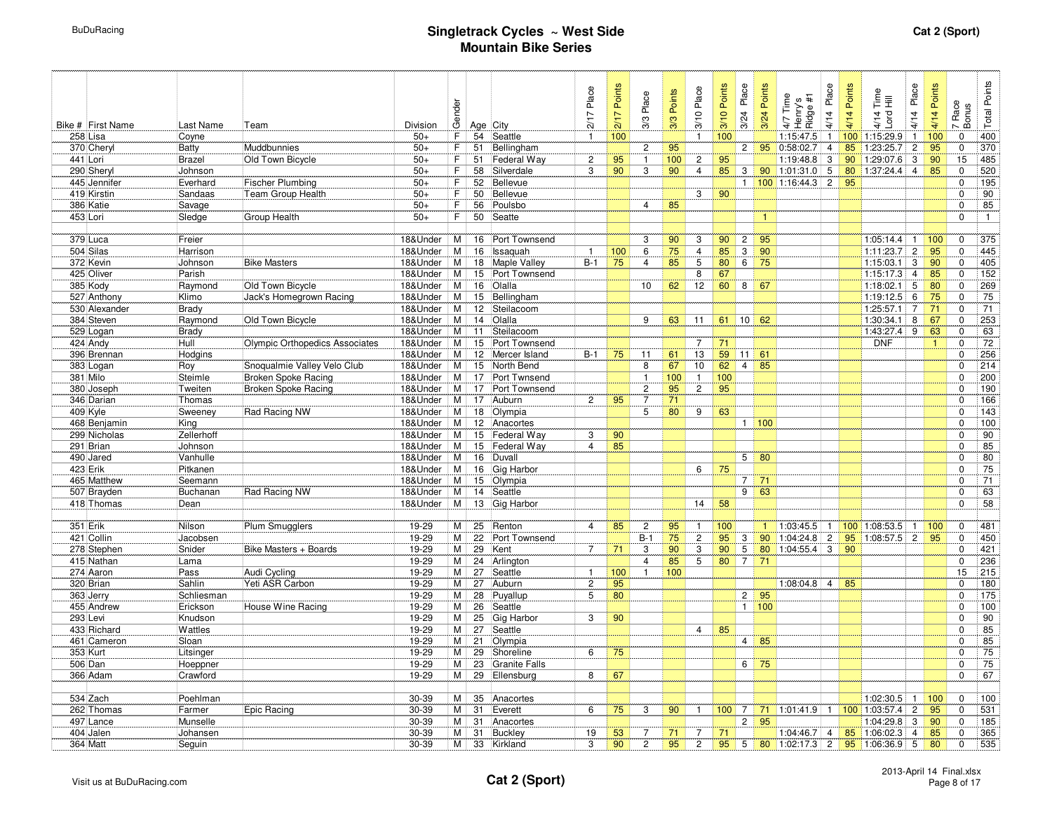# Singletrack Cycles ~ West Side Mountain Bike Series

Cat 2 (Sport)

| Bike # | First Name | Last Name | Team | Division | Gender | Age | City | 2/17 Place | 2/17 Points | 3/3 Place | 3/3 Points | 3/10 Place | 3/10 Points | 3/24 Place | 3/24 Points | 4/7 Time Henry's Ridge #1 | 4/14 Place | 4/14 Points | 4/14 Time Lord Hill | 4/14 Place | 4/14 Points | 7 Race Bonus | Total Points |
|---|---|---|---|---|---|---|---|---|---|---|---|---|---|---|---|---|---|---|---|---|---|---|---|
| 258 | Lisa | Coyne | | 50+ | F | 54 | Seattle | 1 | 100 | | | 1 | 100 | | | 1:15:47.5 | 1 | 100 | 1:15:29.9 | 1 | 100 | 0 | 400 |
| 370 | Cheryl | Batty | Muddbunnies | 50+ | F | 51 | Bellingham | | | 2 | 95 | | | 2 | 95 | 0:58:02.7 | 4 | 85 | 1:23:25.7 | 2 | 95 | 0 | 370 |
| 441 | Lori | Brazel | Old Town Bicycle | 50+ | F | 51 | Federal Way | 2 | 95 | 1 | 100 | 2 | 95 | | | 1:19:48.8 | 3 | 90 | 1:29:07.6 | 3 | 90 | 15 | 485 |
| 290 | Sheryl | Johnson | | 50+ | F | 58 | Silverdale | 3 | 90 | 3 | 90 | 4 | 85 | 3 | 90 | 1:01:31.0 | 5 | 80 | 1:37:24.4 | 4 | 85 | 0 | 520 |
| 445 | Jennifer | Everhard | Fischer Plumbing | 50+ | F | 52 | Bellevue | | | | | | | 1 | 100 | 1:16:44.3 | 2 | 95 | | | | 0 | 195 |
| 419 | Kirstin | Sandaas | Team Group Health | 50+ | F | 50 | Bellevue | | | | | 3 | 90 | | | | | | | | | 0 | 90 |
| 386 | Katie | Savage | | 50+ | F | 56 | Poulsbo | | | 4 | 85 | | | | | | | | | | | 0 | 85 |
| 453 | Lori | Sledge | Group Health | 50+ | F | 50 | Seatte | | | | | | | | 1 | | | | | | | 0 | 1 |
| | | | | | | | | | | | | | | | | | | | | | | | |
| 379 | Luca | Freier | | 18&Under | M | 16 | Port Townsend | | | 3 | 90 | 3 | 90 | 2 | 95 | | | | 1:05:14.4 | 1 | 100 | 0 | 375 |
| 504 | Silas | Harrison | | 18&Under | M | 16 | Issaquah | 1 | 100 | 6 | 75 | 4 | 85 | 3 | 90 | | | | 1:11:23.7 | 2 | 95 | 0 | 445 |
| 372 | Kevin | Johnson | Bike Masters | 18&Under | M | 18 | Maple Valley | B-1 | 75 | 4 | 85 | 5 | 80 | 6 | 75 | | | | 1:15:03.1 | 3 | 90 | 0 | 405 |
| 425 | Oliver | Parish | | 18&Under | M | 15 | Port Townsend | | | | | 8 | 67 | | | | | | 1:15:17.3 | 4 | 85 | 0 | 152 |
| 385 | Kody | Raymond | Old Town Bicycle | 18&Under | M | 16 | Olalla | | | 10 | 62 | 12 | 60 | 8 | 67 | | | | 1:18:02.1 | 5 | 80 | 0 | 269 |
| 527 | Anthony | Klimo | Jack's Homegrown Racing | 18&Under | M | 15 | Bellingham | | | | | | | | | | | | 1:19:12.5 | 6 | 75 | 0 | 75 |
| 530 | Alexander | Brady | | 18&Under | M | 12 | Steilacoom | | | | | | | | | | | | 1:25:57.1 | 7 | 71 | 0 | 71 |
| 384 | Steven | Raymond | Old Town Bicycle | 18&Under | M | 14 | Olalla | | | 9 | 63 | 11 | 61 | 10 | 62 | | | | 1:30:34.1 | 8 | 67 | 0 | 253 |
| 529 | Logan | Brady | | 18&Under | M | 11 | Steilacoom | | | | | | | | | | | | 1:43:27.4 | 9 | 63 | 0 | 63 |
| 424 | Andy | Hull | Olympic Orthopedics Associates | 18&Under | M | 15 | Port Townsend | | | | | 7 | 71 | | | | | | DNF | | 1 | 0 | 72 |
| 396 | Brennan | Hodgins | | 18&Under | M | 12 | Mercer Island | B-1 | 75 | 11 | 61 | 13 | 59 | 11 | 61 | | | | | | | 0 | 256 |
| 383 | Logan | Roy | Snoqualmie Valley Velo Club | 18&Under | M | 15 | North Bend | | | 8 | 67 | 10 | 62 | 4 | 85 | | | | | | | 0 | 214 |
| 381 | Milo | Steimle | Broken Spoke Racing | 18&Under | M | 17 | Port Twnsend | | | 1 | 100 | 1 | 100 | | | | | | | | | 0 | 200 |
| 380 | Joseph | Tweiten | Broken Spoke Racing | 18&Under | M | 17 | Port Townsend | | | 2 | 95 | 2 | 95 | | | | | | | | | 0 | 190 |
| 346 | Darian | Thomas | | 18&Under | M | 17 | Auburn | 2 | 95 | 7 | 71 | | | | | | | | | | | 0 | 166 |
| 409 | Kyle | Sweeney | Rad Racing NW | 18&Under | M | 18 | Olympia | | | 5 | 80 | 9 | 63 | | | | | | | | | 0 | 143 |
| 468 | Benjamin | King | | 18&Under | M | 12 | Anacortes | | | | | | | 1 | 100 | | | | | | | 0 | 100 |
| 299 | Nicholas | Zellerhoff | | 18&Under | M | 15 | Federal Way | 3 | 90 | | | | | | | | | | | | | 0 | 90 |
| 291 | Brian | Johnson | | 18&Under | M | 15 | Federal Way | 4 | 85 | | | | | | | | | | | | | 0 | 85 |
| 490 | Jared | Vanhulle | | 18&Under | M | 16 | Duvall | | | | | | | 5 | 80 | | | | | | | 0 | 80 |
| 423 | Erik | Pitkanen | | 18&Under | M | 16 | Gig Harbor | | | | | 6 | 75 | | | | | | | | | 0 | 75 |
| 465 | Matthew | Seemann | | 18&Under | M | 15 | Olympia | | | | | | | 7 | 71 | | | | | | | 0 | 71 |
| 507 | Brayden | Buchanan | Rad Racing NW | 18&Under | M | 14 | Seattle | | | | | | | 9 | 63 | | | | | | | 0 | 63 |
| 418 | Thomas | Dean | | 18&Under | M | 13 | Gig Harbor | | | | | 14 | 58 | | | | | | | | | 0 | 58 |
| | | | | | | | | | | | | | | | | | | | | | | | |
| 351 | Erik | Nilson | Plum Smugglers | 19-29 | M | 25 | Renton | 4 | 85 | 2 | 95 | 1 | 100 | | 1 | 1:03:45.5 | 1 | 100 | 1:08:53.5 | 1 | 100 | 0 | 481 |
| 421 | Collin | Jacobsen | | 19-29 | M | 22 | Port Townsend | | | B-1 | 75 | 2 | 95 | 3 | 90 | 1:04:24.8 | 2 | 95 | 1:08:57.5 | 2 | 95 | 0 | 450 |
| 278 | Stephen | Snider | Bike Masters + Boards | 19-29 | M | 29 | Kent | 7 | 71 | 3 | 90 | 3 | 90 | 5 | 80 | 1:04:55.4 | 3 | 90 | | | | 0 | 421 |
| 415 | Nathan | Lama | | 19-29 | M | 24 | Arlington | | | 4 | 85 | 5 | 80 | 7 | 71 | | | | | | | 0 | 236 |
| 274 | Aaron | Pass | Audi Cycling | 19-29 | M | 27 | Seattle | 1 | 100 | 1 | 100 | | | | | | | | | | | 15 | 215 |
| 320 | Brian | Sahlin | Yeti ASR Carbon | 19-29 | M | 27 | Auburn | 2 | 95 | | | | | | | 1:08:04.8 | 4 | 85 | | | | 0 | 180 |
| 363 | Jerry | Schliesman | | 19-29 | M | 28 | Puyallup | 5 | 80 | | | | | 2 | 95 | | | | | | | 0 | 175 |
| 455 | Andrew | Erickson | House Wine Racing | 19-29 | M | 26 | Seattle | | | | | | | 1 | 100 | | | | | | | 0 | 100 |
| 293 | Levi | Knudson | | 19-29 | M | 25 | Gig Harbor | 3 | 90 | | | | | | | | | | | | | 0 | 90 |
| 433 | Richard | Wattles | | 19-29 | M | 27 | Seattle | | | | | 4 | 85 | | | | | | | | | 0 | 85 |
| 461 | Cameron | Sloan | | 19-29 | M | 21 | Olympia | | | | | | | 4 | 85 | | | | | | | 0 | 85 |
| 353 | Kurt | Litsinger | | 19-29 | M | 29 | Shoreline | 6 | 75 | | | | | | | | | | | | | 0 | 75 |
| 506 | Dan | Hoeppner | | 19-29 | M | 23 | Granite Falls | | | | | | | 6 | 75 | | | | | | | 0 | 75 |
| 366 | Adam | Crawford | | 19-29 | M | 29 | Ellensburg | 8 | 67 | | | | | | | | | | | | | 0 | 67 |
| | | | | | | | | | | | | | | | | | | | | | | | |
| 534 | Zach | Poehlman | | 30-39 | M | 35 | Anacortes | | | | | | | | | | | | 1:02:30.5 | 1 | 100 | 0 | 100 |
| 262 | Thomas | Farmer | Epic Racing | 30-39 | M | 31 | Everett | 6 | 75 | 3 | 90 | 1 | 100 | 7 | 71 | 1:01:41.9 | 1 | 100 | 1:03:57.4 | 2 | 95 | 0 | 531 |
| 497 | Lance | Munselle | | 30-39 | M | 31 | Anacortes | | | | | | | 2 | 95 | | | | 1:04:29.8 | 3 | 90 | 0 | 185 |
| 404 | Jalen | Johansen | | 30-39 | M | 31 | Buckley | 19 | 53 | 7 | 71 | 7 | 71 | | | 1:04:46.7 | 4 | 85 | 1:06:02.3 | 4 | 85 | 0 | 365 |
| 364 | Matt | Seguin | | 30-39 | M | 33 | Kirkland | 3 | 90 | 2 | 95 | 2 | 95 | 5 | 80 | 1:02:17.3 | 2 | 95 | 1:06:36.9 | 5 | 80 | 0 | 535 |

Visit us at BuDuRacing.com

Cat 2 (Sport)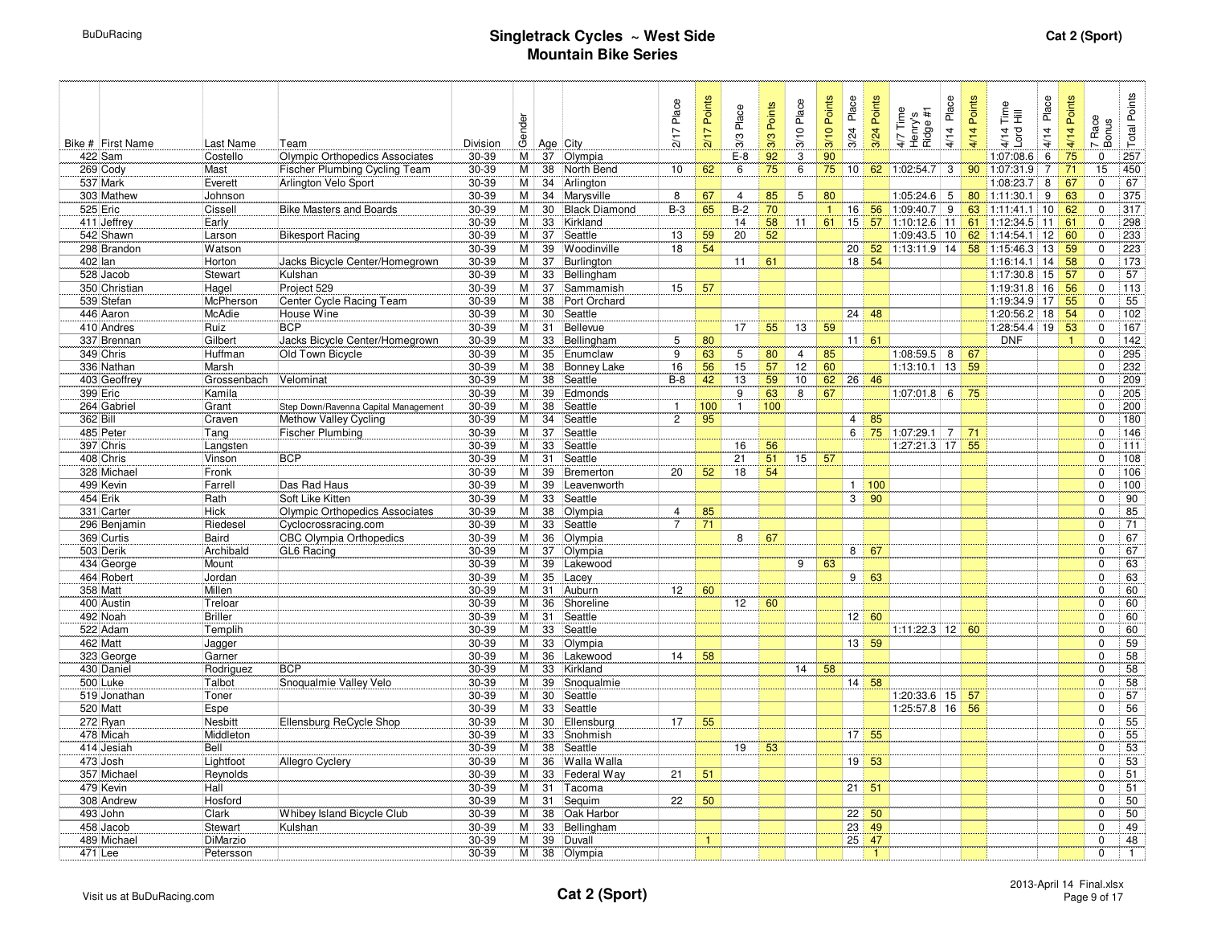# Singletrack Cycles ~ West Side Mountain Bike Series

**Cat 2 (Sport)**

| Bike # | First Name | Last Name | Team | Division | Gender | Age | City | 2/17 Place | 2/17 Points | 3/3 Place | 3/3 Points | 3/10 Place | 3/10 Points | 3/24 Place | 3/24 Points | 4/7 Time Henry's Ridge #1 | 4/14 Place | 4/14 Points | 4/14 Time Lord Hill | 4/14 Place | 4/14 Points | 7 Race Bonus | Total Points |
|---|---|---|---|---|---|---|---|---|---|---|---|---|---|---|---|---|---|---|---|---|---|---|---|
| 422 | Sam | Costello | Olympic Orthopedics Associates | 30-39 | M | 37 | Olympia | | | E-8 | 92 | 3 | 90 | | | | | | 1:07:08.6 | 6 | 75 | 0 | 257 |
| 269 | Cody | Mast | Fischer Plumbing Cycling Team | 30-39 | M | 38 | North Bend | 10 | 62 | 6 | 75 | 6 | 75 | 10 | 62 | 1:02:54.7 | 3 | 90 | 1:07:31.9 | 7 | 71 | 15 | 450 |
| 537 | Mark | Everett | Arlington Velo Sport | 30-39 | M | 34 | Arlington | | | | | | | | | | | | 1:08:23.7 | 8 | 67 | 0 | 67 |
| 303 | Mathew | Johnson | | 30-39 | M | 34 | Marysville | 8 | 67 | 4 | 85 | 5 | 80 | | | 1:05:24.6 | 5 | 80 | 1:11:30.1 | 9 | 63 | 0 | 375 |
| 525 | Eric | Cissell | Bike Masters and Boards | 30-39 | M | 30 | Black Diamond | B-3 | 65 | B-2 | 70 | | 1 | 16 | 56 | 1:09:40.7 | 9 | 63 | 1:11:41.1 | 10 | 62 | 0 | 317 |
| 411 | Jeffrey | Early | | 30-39 | M | 33 | Kirkland | | | 14 | 58 | 11 | 61 | 15 | 57 | 1:10:12.6 | 11 | 61 | 1:12:34.5 | 11 | 61 | 0 | 298 |
| 542 | Shawn | Larson | Bikesport Racing | 30-39 | M | 37 | Seattle | 13 | 59 | 20 | 52 | | | | | 1:09:43.5 | 10 | 62 | 1:14:54.1 | 12 | 60 | 0 | 233 |
| 298 | Brandon | Watson | | 30-39 | M | 39 | Woodinville | 18 | 54 | | | | | 20 | 52 | 1:13:11.9 | 14 | 58 | 1:15:46.3 | 13 | 59 | 0 | 223 |
| 402 | Ian | Horton | Jacks Bicycle Center/Homegrown | 30-39 | M | 37 | Burlington | | | 11 | 61 | | | 18 | 54 | | | | 1:16:14.1 | 14 | 58 | 0 | 173 |
| 528 | Jacob | Stewart | Kulshan | 30-39 | M | 33 | Bellingham | | | | | | | | | | | | 1:17:30.8 | 15 | 57 | 0 | 57 |
| 350 | Christian | Hagel | Project 529 | 30-39 | M | 37 | Sammamish | 15 | 57 | | | | | | | | | | 1:19:31.8 | 16 | 56 | 0 | 113 |
| 539 | Stefan | McPherson | Center Cycle Racing Team | 30-39 | M | 38 | Port Orchard | | | | | | | | | | | | 1:19:34.9 | 17 | 55 | 0 | 55 |
| 446 | Aaron | McAdie | House Wine | 30-39 | M | 30 | Seattle | | | | | | | 24 | 48 | | | | 1:20:56.2 | 18 | 54 | 0 | 102 |
| 410 | Andres | Ruiz | BCP | 30-39 | M | 31 | Bellevue | | | 17 | 55 | 13 | 59 | | | | | | 1:28:54.4 | 19 | 53 | 0 | 167 |
| 337 | Brennan | Gilbert | Jacks Bicycle Center/Homegrown | 30-39 | M | 33 | Bellingham | 5 | 80 | | | | | 11 | 61 | | | | DNF | | 1 | 0 | 142 |
| 349 | Chris | Huffman | Old Town Bicycle | 30-39 | M | 35 | Enumclaw | 9 | 63 | 5 | 80 | 4 | 85 | | | 1:08:59.5 | 8 | 67 | | | | 0 | 295 |
| 336 | Nathan | Marsh | | 30-39 | M | 38 | Bonney Lake | 16 | 56 | 15 | 57 | 12 | 60 | | | 1:13:10.1 | 13 | 59 | | | | 0 | 232 |
| 403 | Geoffrey | Grossenbach | Velominat | 30-39 | M | 38 | Seattle | B-8 | 42 | 13 | 59 | 10 | 62 | 26 | 46 | | | | | | | 0 | 209 |
| 399 | Eric | Kamila | | 30-39 | M | 39 | Edmonds | | | 9 | 63 | 8 | 67 | | | 1:07:01.8 | 6 | 75 | | | | 0 | 205 |
| 264 | Gabriel | Grant | Step Down/Ravenna Capital Management | 30-39 | M | 38 | Seattle | 1 | 100 | 1 | 100 | | | | | | | | | | | 0 | 200 |
| 362 | Bill | Craven | Methow Valley Cycling | 30-39 | M | 34 | Seattle | 2 | 95 | | | | | 4 | 85 | | | | | | | 0 | 180 |
| 485 | Peter | Tang | Fischer Plumbing | 30-39 | M | 37 | Seattle | | | | | | | 6 | 75 | 1:07:29.1 | 7 | 71 | | | | 0 | 146 |
| 397 | Chris | Langsten | | 30-39 | M | 33 | Seattle | | | 16 | 56 | | | | | 1:27:21.3 | 17 | 55 | | | | 0 | 111 |
| 408 | Chris | Vinson | BCP | 30-39 | M | 31 | Seattle | | | 21 | 51 | 15 | 57 | | | | | | | | | 0 | 108 |
| 328 | Michael | Fronk | | 30-39 | M | 39 | Bremerton | 20 | 52 | 18 | 54 | | | | | | | | | | | 0 | 106 |
| 499 | Kevin | Farrell | Das Rad Haus | 30-39 | M | 39 | Leavenworth | | | | | | | 1 | 100 | | | | | | | 0 | 100 |
| 454 | Erik | Rath | Soft Like Kitten | 30-39 | M | 33 | Seattle | | | | | | | 3 | 90 | | | | | | | 0 | 90 |
| 331 | Carter | Hick | Olympic Orthopedics Associates | 30-39 | M | 38 | Olympia | 4 | 85 | | | | | | | | | | | | | 0 | 85 |
| 296 | Benjamin | Riedesel | Cyclocrossracing.com | 30-39 | M | 33 | Seattle | 7 | 71 | | | | | | | | | | | | | 0 | 71 |
| 369 | Curtis | Baird | CBC Olympia Orthopedics | 30-39 | M | 36 | Olympia | | | 8 | 67 | | | | | | | | | | | 0 | 67 |
| 503 | Derik | Archibald | GL6 Racing | 30-39 | M | 37 | Olympia | | | | | | | 8 | 67 | | | | | | | 0 | 67 |
| 434 | George | Mount | | 30-39 | M | 39 | Lakewood | | | | | 9 | 63 | | | | | | | | | 0 | 63 |
| 464 | Robert | Jordan | | 30-39 | M | 35 | Lacey | | | | | | | 9 | 63 | | | | | | | 0 | 63 |
| 358 | Matt | Millen | | 30-39 | M | 31 | Auburn | 12 | 60 | | | | | | | | | | | | | 0 | 60 |
| 400 | Austin | Treloar | | 30-39 | M | 36 | Shoreline | | | 12 | 60 | | | | | | | | | | | 0 | 60 |
| 492 | Noah | Briller | | 30-39 | M | 31 | Seattle | | | | | | | 12 | 60 | | | | | | | 0 | 60 |
| 522 | Adam | Templih | | 30-39 | M | 33 | Seattle | | | | | | | | | 1:11:22.3 | 12 | 60 | | | | 0 | 60 |
| 462 | Matt | Jagger | | 30-39 | M | 33 | Olympia | | | | | | | 13 | 59 | | | | | | | 0 | 59 |
| 323 | George | Garner | | 30-39 | M | 36 | Lakewood | 14 | 58 | | | | | | | | | | | | | 0 | 58 |
| 430 | Daniel | Rodriguez | BCP | 30-39 | M | 33 | Kirkland | | | | | 14 | 58 | | | | | | | | | 0 | 58 |
| 500 | Luke | Talbot | Snoqualmie Valley Velo | 30-39 | M | 39 | Snoqualmie | | | | | | | 14 | 58 | | | | | | | 0 | 58 |
| 519 | Jonathan | Toner | | 30-39 | M | 30 | Seattle | | | | | | | | | 1:20:33.6 | 15 | 57 | | | | 0 | 57 |
| 520 | Matt | Espe | | 30-39 | M | 33 | Seattle | | | | | | | | | 1:25:57.8 | 16 | 56 | | | | 0 | 56 |
| 272 | Ryan | Nesbitt | Ellensburg ReCycle Shop | 30-39 | M | 30 | Ellensburg | 17 | 55 | | | | | | | | | | | | | 0 | 55 |
| 478 | Micah | Middleton | | 30-39 | M | 33 | Snohmish | | | | | | | 17 | 55 | | | | | | | 0 | 55 |
| 414 | Jesiah | Bell | | 30-39 | M | 38 | Seattle | | | 19 | 53 | | | | | | | | | | | 0 | 53 |
| 473 | Josh | Lightfoot | Allegro Cyclery | 30-39 | M | 36 | Walla Walla | | | | | | | 19 | 53 | | | | | | | 0 | 53 |
| 357 | Michael | Reynolds | | 30-39 | M | 33 | Federal Way | 21 | 51 | | | | | | | | | | | | | 0 | 51 |
| 479 | Kevin | Hall | | 30-39 | M | 31 | Tacoma | | | | | | | 21 | 51 | | | | | | | 0 | 51 |
| 308 | Andrew | Hosford | | 30-39 | M | 31 | Sequim | 22 | 50 | | | | | | | | | | | | | 0 | 50 |
| 493 | John | Clark | Whibey Island Bicycle Club | 30-39 | M | 38 | Oak Harbor | | | | | | | 22 | 50 | | | | | | | 0 | 50 |
| 458 | Jacob | Stewart | Kulshan | 30-39 | M | 33 | Bellingham | | | | | | | 23 | 49 | | | | | | | 0 | 49 |
| 489 | Michael | DiMarzio | | 30-39 | M | 39 | Duvall | | 1 | | | | | 25 | 47 | | | | | | | 0 | 48 |
| 471 | Lee | Petersson | | 30-39 | M | 38 | Olympia | | | | | | | | 1 | | | | | | | 0 | 1 |

Visit us at BuDuRacing.com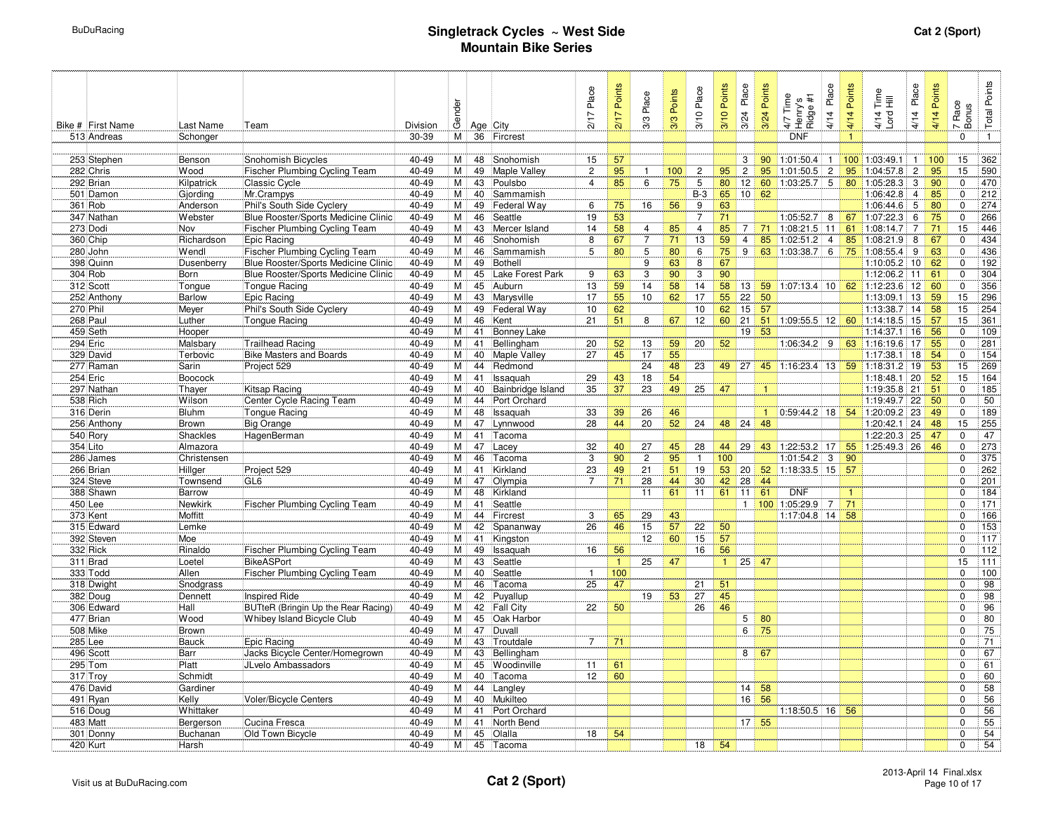# Singletrack Cycles ~ West Side Mountain Bike Series

Cat 2 (Sport)

| Bike # | First Name | Last Name | Team | Division | Gender | Age | City | 2/17 Place | 2/17 Points | 3/3 Place | 3/3 Points | 3/10 Place | 3/10 Points | 3/24 Place | 3/24 Points | 4/7 Time Henry's Ridge #1 | 4/14 Place | 4/14 Points | 4/14 Time Lord Hill | 4/14 Place | 4/14 Points | 7 Race Bonus | Total Points |
|---|---|---|---|---|---|---|---|---|---|---|---|---|---|---|---|---|---|---|---|---|---|---|---|
| 513 | Andreas | Schonger | | 30-39 | M | 36 | Fircrest | | | | | | | | | DNF | | 1 | | | | 0 | 1 |
| | | | | | | | | | | | | | | | | | | | | | | | |
| 253 | Stephen | Benson | Snohomish Bicycles | 40-49 | M | 48 | Snohomish | 15 | 57 | | | | | 3 | 90 | 1:01:50.4 | 1 | 100 | 1:03:49.1 | 1 | 100 | 15 | 362 |
| 282 | Chris | Wood | Fischer Plumbing Cycling Team | 40-49 | M | 49 | Maple Valley | 2 | 95 | 1 | 100 | 2 | 95 | 2 | 95 | 1:01:50.5 | 2 | 95 | 1:04:57.8 | 2 | 95 | 15 | 590 |
| 292 | Brian | Kilpatrick | Classic Cycle | 40-49 | M | 43 | Poulsbo | 4 | 85 | 6 | 75 | 5 | 80 | 12 | 60 | 1:03:25.7 | 5 | 80 | 1:05:28.3 | 3 | 90 | 0 | 470 |
| 501 | Damon | Gjording | Mr.Crampys | 40-49 | M | 40 | Sammamish | | | | | B-3 | 65 | 10 | 62 | | | | 1:06:42.8 | 4 | 85 | 0 | 212 |
| 361 | Rob | Anderson | Phil's South Side Cyclery | 40-49 | M | 49 | Federal Way | 6 | 75 | 16 | 56 | 9 | 63 | | | | | | 1:06:44.6 | 5 | 80 | 0 | 274 |
| 347 | Nathan | Webster | Blue Rooster/Sports Medicine Clinic | 40-49 | M | 46 | Seattle | 19 | 53 | | | 7 | 71 | | | 1:05:52.7 | 8 | 67 | 1:07:22.3 | 6 | 75 | 0 | 266 |
| 273 | Dodi | Nov | Fischer Plumbing Cycling Team | 40-49 | M | 43 | Mercer Island | 14 | 58 | 4 | 85 | 4 | 85 | 7 | 71 | 1:08:21.5 | 11 | 61 | 1:08:14.7 | 7 | 71 | 15 | 446 |
| 360 | Chip | Richardson | Epic Racing | 40-49 | M | 46 | Snohomish | 8 | 67 | 7 | 71 | 13 | 59 | 4 | 85 | 1:02:51.2 | 4 | 85 | 1:08:21.9 | 8 | 67 | 0 | 434 |
| 280 | John | Wendl | Fischer Plumbing Cycling Team | 40-49 | M | 46 | Sammamish | 5 | 80 | 5 | 80 | 6 | 75 | 9 | 63 | 1:03:38.7 | 6 | 75 | 1:08:55.4 | 9 | 63 | 0 | 436 |
| 398 | Quinn | Dusenberry | Blue Rooster/Sports Medicine Clinic | 40-49 | M | 49 | Bothell | | | 9 | 63 | 8 | 67 | | | | | | 1:10:05.2 | 10 | 62 | 0 | 192 |
| 304 | Rob | Born | Blue Rooster/Sports Medicine Clinic | 40-49 | M | 45 | Lake Forest Park | 9 | 63 | 3 | 90 | 3 | 90 | | | | | | 1:12:06.2 | 11 | 61 | 0 | 304 |
| 312 | Scott | Tongue | Tongue Racing | 40-49 | M | 45 | Auburn | 13 | 59 | 14 | 58 | 14 | 58 | 13 | 59 | 1:07:13.4 | 10 | 62 | 1:12:23.6 | 12 | 60 | 0 | 356 |
| 252 | Anthony | Barlow | Epic Racing | 40-49 | M | 43 | Marysville | 17 | 55 | 10 | 62 | 17 | 55 | 22 | 50 | | | | 1:13:09.1 | 13 | 59 | 15 | 296 |
| 270 | Phil | Meyer | Phil's South Side Cyclery | 40-49 | M | 49 | Federal Way | 10 | 62 | | | 10 | 62 | 15 | 57 | | | | 1:13:38.7 | 14 | 58 | 15 | 254 |
| 268 | Paul | Luther | Tongue Racing | 40-49 | M | 46 | Kent | 21 | 51 | 8 | 67 | 12 | 60 | 21 | 51 | 1:09:55.5 | 12 | 60 | 1:14:18.5 | 15 | 57 | 15 | 361 |
| 459 | Seth | Hooper | | 40-49 | M | 41 | Bonney Lake | | | | | | | 19 | 53 | | | | 1:14:37.1 | 16 | 56 | 0 | 109 |
| 294 | Eric | Malsbary | Trailhead Racing | 40-49 | M | 41 | Bellingham | 20 | 52 | 13 | 59 | 20 | 52 | | | 1:06:34.2 | 9 | 63 | 1:16:19.6 | 17 | 55 | 0 | 281 |
| 329 | David | Terbovic | Bike Masters and Boards | 40-49 | M | 40 | Maple Valley | 27 | 45 | 17 | 55 | | | | | | | | 1:17:38.1 | 18 | 54 | 0 | 154 |
| 277 | Raman | Sarin | Project 529 | 40-49 | M | 44 | Redmond | | | 24 | 48 | 23 | 49 | 27 | 45 | 1:16:23.4 | 13 | 59 | 1:18:31.2 | 19 | 53 | 15 | 269 |
| 254 | Eric | Boocock | | 40-49 | M | 41 | Issaquah | 29 | 43 | 18 | 54 | | | | | | | | 1:18:48.1 | 20 | 52 | 15 | 164 |
| 297 | Nathan | Thayer | Kitsap Racing | 40-49 | M | 40 | Bainbridge Island | 35 | 37 | 23 | 49 | 25 | 47 | | 1 | | | | 1:19:35.8 | 21 | 51 | 0 | 185 |
| 538 | Rich | Wilson | Center Cycle Racing Team | 40-49 | M | 44 | Port Orchard | | | | | | | | | | | | 1:19:49.7 | 22 | 50 | 0 | 50 |
| 316 | Derin | Bluhm | Tongue Racing | 40-49 | M | 48 | Issaquah | 33 | 39 | 26 | 46 | | | | 1 | 0:59:44.2 | 18 | 54 | 1:20:09.2 | 23 | 49 | 0 | 189 |
| 256 | Anthony | Brown | Big Orange | 40-49 | M | 47 | Lynnwood | 28 | 44 | 20 | 52 | 24 | 48 | 24 | 48 | | | | 1:20:42.1 | 24 | 48 | 15 | 255 |
| 540 | Rory | Shackles | HagenBerman | 40-49 | M | 41 | Tacoma | | | | | | | | | | | | 1:22:20.3 | 25 | 47 | 0 | 47 |
| 354 | Lito | Almazora | | 40-49 | M | 47 | Lacey | 32 | 40 | 27 | 45 | 28 | 44 | 29 | 43 | 1:22:53.2 | 17 | 55 | 1:25:49.3 | 26 | 46 | 0 | 273 |
| 286 | James | Christensen | | 40-49 | M | 46 | Tacoma | 3 | 90 | 2 | 95 | 1 | 100 | | | 1:01:54.2 | 3 | 90 | | | | 0 | 375 |
| 266 | Brian | Hillger | Project 529 | 40-49 | M | 41 | Kirkland | 23 | 49 | 21 | 51 | 19 | 53 | 20 | 52 | 1:18:33.5 | 15 | 57 | | | | 0 | 262 |
| 324 | Steve | Townsend | GL6 | 40-49 | M | 47 | Olympia | 7 | 71 | 28 | 44 | 30 | 42 | 28 | 44 | | | | | | | 0 | 201 |
| 388 | Shawn | Barrow | | 40-49 | M | 48 | Kirkland | | | 11 | 61 | 11 | 61 | 11 | 61 | DNF | | 1 | | | | 0 | 184 |
| 450 | Lee | Newkirk | Fischer Plumbing Cycling Team | 40-49 | M | 41 | Seattle | | | | | | | 1 | 100 | 1:05:29.9 | 7 | 71 | | | | 0 | 171 |
| 373 | Kent | Moffitt | | 40-49 | M | 44 | Fircrest | 3 | 65 | 29 | 43 | | | | | 1:17:04.8 | 14 | 58 | | | | 0 | 166 |
| 315 | Edward | Lemke | | 40-49 | M | 42 | Spananway | 26 | 46 | 15 | 57 | 22 | 50 | | | | | | | | | 0 | 153 |
| 392 | Steven | Moe | | 40-49 | M | 41 | Kingston | | | 12 | 60 | 15 | 57 | | | | | | | | | 0 | 117 |
| 332 | Rick | Rinaldo | Fischer Plumbing Cycling Team | 40-49 | M | 49 | Issaquah | 16 | 56 | | | 16 | 56 | | | | | | | | | 0 | 112 |
| 311 | Brad | Loetel | BikeASPort | 40-49 | M | 43 | Seattle | | 1 | 25 | 47 | | 1 | 25 | 47 | | | | | | | 15 | 111 |
| 333 | Todd | Allen | Fischer Plumbing Cycling Team | 40-49 | M | 40 | Seattle | 1 | 100 | | | | | | | | | | | | | 0 | 100 |
| 318 | Dwight | Snodgrass | | 40-49 | M | 46 | Tacoma | 25 | 47 | | | 21 | 51 | | | | | | | | | 0 | 98 |
| 382 | Doug | Dennett | Inspired Ride | 40-49 | M | 42 | Puyallup | | | 19 | 53 | 27 | 45 | | | | | | | | | 0 | 98 |
| 306 | Edward | Hall | BUTteR (Bringin Up the Rear Racing) | 40-49 | M | 42 | Fall City | 22 | 50 | | | 26 | 46 | | | | | | | | | 0 | 96 |
| 477 | Brian | Wood | Whibey Island Bicycle Club | 40-49 | M | 45 | Oak Harbor | | | | | | | 5 | 80 | | | | | | | 0 | 80 |
| 508 | Mike | Brown | | 40-49 | M | 47 | Duvall | | | | | | | 6 | 75 | | | | | | | 0 | 75 |
| 285 | Lee | Bauck | Epic Racing | 40-49 | M | 43 | Troutdale | 7 | 71 | | | | | | | | | | | | | 0 | 71 |
| 496 | Scott | Barr | Jacks Bicycle Center/Homegrown | 40-49 | M | 43 | Bellingham | | | | | | | 8 | 67 | | | | | | | 0 | 67 |
| 295 | Tom | Platt | JLvelo Ambassadors | 40-49 | M | 45 | Woodinville | 11 | 61 | | | | | | | | | | | | | 0 | 61 |
| 317 | Troy | Schmidt | | 40-49 | M | 40 | Tacoma | 12 | 60 | | | | | | | | | | | | | 0 | 60 |
| 476 | David | Gardiner | | 40-49 | M | 44 | Langley | | | | | | | 14 | 58 | | | | | | | 0 | 58 |
| 491 | Ryan | Kelly | Voler/Bicycle Centers | 40-49 | M | 40 | Mukilteo | | | | | | | 16 | 56 | | | | | | | 0 | 56 |
| 516 | Doug | Whittaker | | 40-49 | M | 41 | Port Orchard | | | | | | | | | 1:18:50.5 | 16 | 56 | | | | 0 | 56 |
| 483 | Matt | Bergerson | Cucina Fresca | 40-49 | M | 41 | North Bend | | | | | | | 17 | 55 | | | | | | | 0 | 55 |
| 301 | Donny | Buchanan | Old Town Bicycle | 40-49 | M | 45 | Olalla | 18 | 54 | | | | | | | | | | | | | 0 | 54 |
| 420 | Kurt | Harsh | | 40-49 | M | 45 | Tacoma | | | | | 18 | 54 | | | | | | | | | 0 | 54 |

Visit us at BuDuRacing.com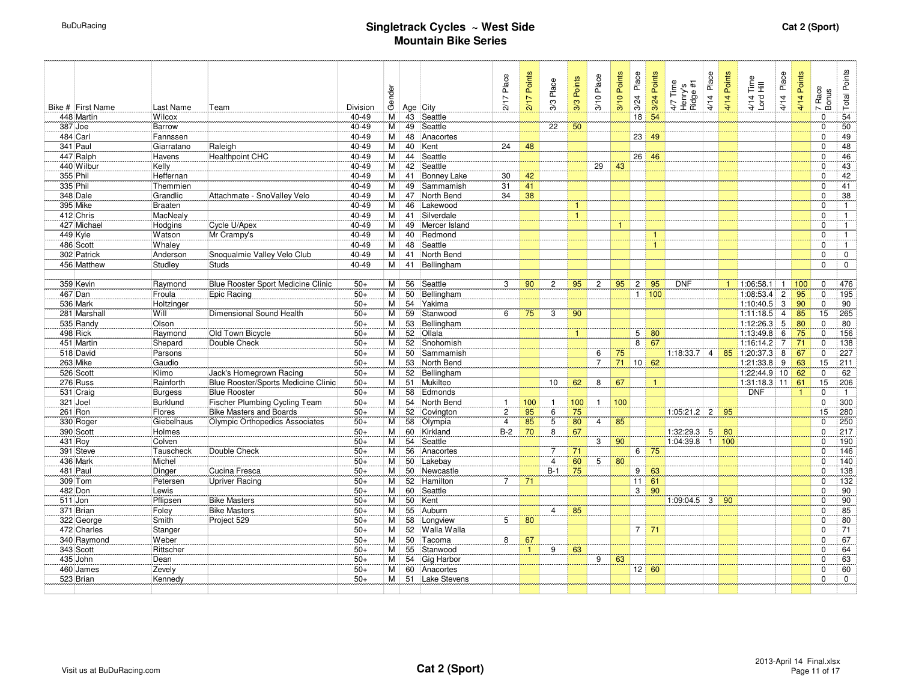# Singletrack Cycles ~ West Side Mountain Bike Series

Cat 2 (Sport)

| Bike # | First Name | Last Name | Team | Division | Gender | Age | City | 2/17 Place | 2/17 Points | 3/3 Place | 3/3 Points | 3/10 Place | 3/10 Points | 3/24 Place | 3/24 Points | 4/7 Time Henry's Ridge #1 | 4/14 Place | 4/14 Points | 4/14 Time Lord Hill | 4/14 Place | 4/14 Points | 7 Race Bonus | Total Points |
|---|---|---|---|---|---|---|---|---|---|---|---|---|---|---|---|---|---|---|---|---|---|---|---|
| 448 | Martin | Wilcox | | 40-49 | M | 43 | Seattle | | | | | | | 18 | 54 | | | | | | | 0 | 54 |
| 387 | Joe | Barrow | | 40-49 | M | 49 | Seattle | | | 22 | 50 | | | | | | | | | | | 0 | 50 |
| 484 | Carl | Fannssen | | 40-49 | M | 48 | Anacortes | | | | | | | 23 | 49 | | | | | | | 0 | 49 |
| 341 | Paul | Giarratano | Raleigh | 40-49 | M | 40 | Kent | 24 | 48 | | | | | | | | | | | | | 0 | 48 |
| 447 | Ralph | Havens | Healthpoint CHC | 40-49 | M | 44 | Seattle | | | | | | | 26 | 46 | | | | | | | 0 | 46 |
| 440 | Wilbur | Kelly | | 40-49 | M | 42 | Seattle | | | | | 29 | 43 | | | | | | | | | 0 | 43 |
| 355 | Phil | Heffernan | | 40-49 | M | 41 | Bonney Lake | 30 | 42 | | | | | | | | | | | | | 0 | 42 |
| 335 | Phil | Themmien | | 40-49 | M | 49 | Sammamish | 31 | 41 | | | | | | | | | | | | | 0 | 41 |
| 348 | Dale | Grandlic | Attachmate - SnoValley Velo | 40-49 | M | 47 | North Bend | 34 | 38 | | | | | | | | | | | | | 0 | 38 |
| 395 | Mike | Braaten | | 40-49 | M | 46 | Lakewood | | | | 1 | | | | | | | | | | | 0 | 1 |
| 412 | Chris | MacNealy | | 40-49 | M | 41 | Silverdale | | | | 1 | | | | | | | | | | | 0 | 1 |
| 427 | Michael | Hodgins | Cycle U/Apex | 40-49 | M | 49 | Mercer Island | | | | | | 1 | | | | | | | | | 0 | 1 |
| 449 | Kyle | Watson | Mr Crampy's | 40-49 | M | 40 | Redmond | | | | | | | | 1 | | | | | | | 0 | 1 |
| 486 | Scott | Whaley | | 40-49 | M | 48 | Seattle | | | | | | | | 1 | | | | | | | 0 | 1 |
| 302 | Patrick | Anderson | Snoqualmie Valley Velo Club | 40-49 | M | 41 | North Bend | | | | | | | | | | | | | | | 0 | 0 |
| 456 | Matthew | Studley | Studs | 40-49 | M | 41 | Bellingham | | | | | | | | | | | | | | | 0 | 0 |
| | | | | | | | | | | | | | | | | | | | | | | | |
| 359 | Kevin | Raymond | Blue Rooster Sport Medicine Clinic | 50+ | M | 56 | Seattle | 3 | 90 | 2 | 95 | 2 | 95 | 2 | 95 | DNF | | 1 | 1:06:58.1 | 1 | 100 | 0 | 476 |
| 467 | Dan | Froula | Epic Racing | 50+ | M | 50 | Bellingham | | | | | | | 1 | 100 | | | | 1:08:53.4 | 2 | 95 | 0 | 195 |
| 536 | Mark | Holtzinger | | 50+ | M | 54 | Yakima | | | | | | | | | | | | 1:10:40.5 | 3 | 90 | 0 | 90 |
| 281 | Marshall | Will | Dimensional Sound Health | 50+ | M | 59 | Stanwood | 6 | 75 | 3 | 90 | | | | | | | | 1:11:18.5 | 4 | 85 | 15 | 265 |
| 535 | Randy | Olson | | 50+ | M | 53 | Bellingham | | | | | | | | | | | | 1:12:26.3 | 5 | 80 | 0 | 80 |
| 498 | Rick | Raymond | Old Town Bicycle | 50+ | M | 52 | Ollala | | | | 1 | | | 5 | 80 | | | | 1:13:49.8 | 6 | 75 | 0 | 156 |
| 451 | Martin | Shepard | Double Check | 50+ | M | 52 | Snohomish | | | | | | | 8 | 67 | | | | 1:16:14.2 | 7 | 71 | 0 | 138 |
| 518 | David | Parsons | | 50+ | M | 50 | Sammamish | | | | | 6 | 75 | | | 1:18:33.7 | 4 | 85 | 1:20:37.3 | 8 | 67 | 0 | 227 |
| 263 | Mike | Gaudio | | 50+ | M | 53 | North Bend | | | | | 7 | 71 | 10 | 62 | | | | 1:21:33.8 | 9 | 63 | 15 | 211 |
| 526 | Scott | Klimo | Jack's Homegrown Racing | 50+ | M | 52 | Bellingham | | | | | | | | | | | | 1:22:44.9 | 10 | 62 | 0 | 62 |
| 276 | Russ | Rainforth | Blue Rooster/Sports Medicine Clinic | 50+ | M | 51 | Mukilteo | | | 10 | 62 | 8 | 67 | | 1 | | | | 1:31:18.3 | 11 | 61 | 15 | 206 |
| 531 | Craig | Burgess | Blue Rooster | 50+ | M | 58 | Edmonds | | | | | | | | | | | | DNF | | 1 | 0 | 1 |
| 321 | Joel | Burklund | Fischer Plumbing Cycling Team | 50+ | M | 54 | North Bend | 1 | 100 | 1 | 100 | 1 | 100 | | | | | | | | | 0 | 300 |
| 261 | Ron | Flores | Bike Masters and Boards | 50+ | M | 52 | Covington | 2 | 95 | 6 | 75 | | | | | 1:05:21.2 | 2 | 95 | | | | 15 | 280 |
| 330 | Roger | Giebelhaus | Olympic Orthopedics Associates | 50+ | M | 58 | Olympia | 4 | 85 | 5 | 80 | 4 | 85 | | | | | | | | | 0 | 250 |
| 390 | Scott | Holmes | | 50+ | M | 60 | Kirkland | B-2 | 70 | 8 | 67 | | | | | 1:32:29.3 | 5 | 80 | | | | 0 | 217 |
| 431 | Roy | Colven | | 50+ | M | 54 | Seattle | | | | | 3 | 90 | | | 1:04:39.8 | 1 | 100 | | | | 0 | 190 |
| 391 | Steve | Tauscheck | Double Check | 50+ | M | 56 | Anacortes | | | 7 | 71 | | | 6 | 75 | | | | | | | 0 | 146 |
| 436 | Mark | Michel | | 50+ | M | 50 | Lakebay | | | 4 | 60 | 5 | 80 | | | | | | | | | 0 | 140 |
| 481 | Paul | Dinger | Cucina Fresca | 50+ | M | 50 | Newcastle | | | B-1 | 75 | | | 9 | 63 | | | | | | | 0 | 138 |
| 309 | Tom | Petersen | Upriver Racing | 50+ | M | 52 | Hamilton | 7 | 71 | | | | | 11 | 61 | | | | | | | 0 | 132 |
| 482 | Don | Lewis | | 50+ | M | 60 | Seattle | | | | | | | 3 | 90 | | | | | | | 0 | 90 |
| 511 | Jon | Pflipsen | Bike Masters | 50+ | M | 50 | Kent | | | | | | | | | 1:09:04.5 | 3 | 90 | | | | 0 | 90 |
| 371 | Brian | Foley | Bike Masters | 50+ | M | 55 | Auburn | | | 4 | 85 | | | | | | | | | | | 0 | 85 |
| 322 | George | Smith | Project 529 | 50+ | M | 58 | Longview | 5 | 80 | | | | | | | | | | | | | 0 | 80 |
| 472 | Charles | Stanger | | 50+ | M | 52 | Walla Walla | | | | | | | 7 | 71 | | | | | | | 0 | 71 |
| 340 | Raymond | Weber | | 50+ | M | 50 | Tacoma | 8 | 67 | | | | | | | | | | | | | 0 | 67 |
| 343 | Scott | Rittscher | | 50+ | M | 55 | Stanwood | | 1 | 9 | 63 | | | | | | | | | | | 0 | 64 |
| 435 | John | Dean | | 50+ | M | 54 | Gig Harbor | | | | | 9 | 63 | | | | | | | | | 0 | 63 |
| 460 | James | Zevely | | 50+ | M | 60 | Anacortes | | | | | | | 12 | 60 | | | | | | | 0 | 60 |
| 523 | Brian | Kennedy | | 50+ | M | 51 | Lake Stevens | | | | | | | | | | | | | | | 0 | 0 |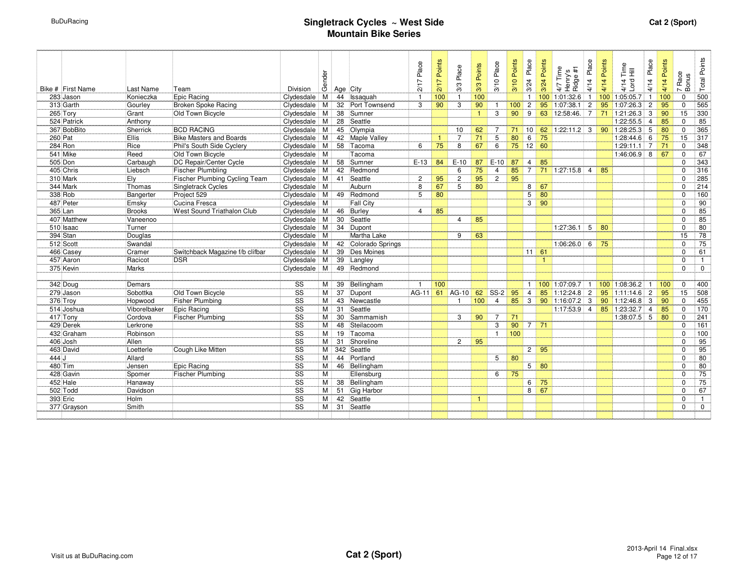# Singletrack Cycles ~ West Side Mountain Bike Series

**Cat 2 (Sport)**

| Bike # | First Name | Last Name | Team | Division | Gender | Age | City | 2/17 Place | 2/17 Points | 3/3 Place | 3/3 Points | 3/10 Place | 3/10 Points | 3/24 Place | 3/24 Points | 4/7 Time Henry's Ridge #1 | 4/14 Place | 4/14 Points | 4/14 Time Lord Hill | 4/14 Place | 4/14 Points | 7 Race Bonus | Total Points |
|---|---|---|---|---|---|---|---|---|---|---|---|---|---|---|---|---|---|---|---|---|---|---|---|
| 283 | Jason | Konieczka | Epic Racing | Clydesdale | M | 44 | Issaquah | 1 | 100 | 1 | 100 | | | 1 | 100 | 1:01:32.6 | 1 | 100 | 1:05:05.7 | 1 | 100 | 0 | 500 |
| 313 | Garth | Gourley | Broken Spoke Racing | Clydesdale | M | 32 | Port Townsend | 3 | 90 | 3 | 90 | 1 | 100 | 2 | 95 | 1:07:38.1 | 2 | 95 | 1:07:26.3 | 2 | 95 | 0 | 565 |
| 265 | Tory | Grant | Old Town Bicycle | Clydesdale | M | 38 | Sumner | | | | 1 | 3 | 90 | 9 | 63 | 12:58:46. | 7 | 71 | 1:21:26.3 | 3 | 90 | 15 | 330 |
| 524 | Patrick | Anthony | | Clydesdale | M | 28 | Seattle | | | | | | | | | | | | 1:22:55.5 | 4 | 85 | 0 | 85 |
| 367 | BobBito | Sherrick | BCD RACING | Clydesdale | M | 45 | Olympia | | | 10 | 62 | 7 | 71 | 10 | 62 | 1:22:11.2 | 3 | 90 | 1:28:25.3 | 5 | 80 | 0 | 365 |
| 260 | Pat | Ellis | Bike Masters and Boards | Clydesdale | M | 42 | Maple Valley | | 1 | 7 | 71 | 5 | 80 | 6 | 75 | | | | 1:28:44.6 | 6 | 75 | 15 | 317 |
| 284 | Ron | Rice | Phil's South Side Cyclery | Clydesdale | M | 58 | Tacoma | 6 | 75 | 8 | 67 | 6 | 75 | 12 | 60 | | | | 1:29:11.1 | 7 | 71 | 0 | 348 |
| 541 | Mike | Reed | Old Town Bicycle | Clydesdale | M | | Tacoma | | | | | | | | | | | | 1:46:06.9 | 8 | 67 | 0 | 67 |
| 505 | Don | Carbaugh | DC Repair/Center Cycle | Clydesdale | M | 58 | Sumner | E-13 | 84 | E-10 | 87 | E-10 | 87 | 4 | 85 | | | | | | | 0 | 343 |
| 405 | Chris | Liebsch | Fischer Plumbling | Clydesdale | M | 42 | Redmond | | | 6 | 75 | 4 | 85 | 7 | 71 | 1:27:15.8 | 4 | 85 | | | | 0 | 316 |
| 310 | Mark | Ely | Fischer Plumbing Cycling Team | Clydesdale | M | 41 | Seattle | 2 | 95 | 2 | 95 | 2 | 95 | | | | | | | | | 0 | 285 |
| 344 | Mark | Thomas | Singletrack Cycles | Clydesdale | M | | Auburn | 8 | 67 | 5 | 80 | | | 8 | 67 | | | | | | | 0 | 214 |
| 338 | Rob | Bangerter | Project 529 | Clydesdale | M | 49 | Redmond | 5 | 80 | | | | | 5 | 80 | | | | | | | 0 | 160 |
| 487 | Peter | Emsky | Cucina Fresca | Clydesdale | M | | Fall City | | | | | | | 3 | 90 | | | | | | | 0 | 90 |
| 365 | Lan | Brooks | West Sound Triathalon Club | Clydesdale | M | 46 | Burley | 4 | 85 | | | | | | | | | | | | | 0 | 85 |
| 407 | Matthew | Vaneenoo | | Clydesdale | M | 30 | Seattle | | | 4 | 85 | | | | | | | | | | | 0 | 85 |
| 510 | Isaac | Turner | | Clydesdale | M | 34 | Dupont | | | | | | | | | 1:27:36.1 | 5 | 80 | | | | 0 | 80 |
| 394 | Stan | Douglas | | Clydesdale | M | | Martha Lake | | | 9 | 63 | | | | | | | | | | | 15 | 78 |
| 512 | Scott | Swandal | | Clydesdale | M | 42 | Colorado Springs | | | | | | | | | 1:06:26.0 | 6 | 75 | | | | 0 | 75 |
| 466 | Casey | Cramer | Switchback Magazine f/b clifbar | Clydesdale | M | 39 | Des Moines | | | | | | | 11 | 61 | | | | | | | 0 | 61 |
| 457 | Aaron | Racicot | DSR | Clydesdale | M | 39 | Langley | | | | | | | | 1 | | | | | | | 0 | 1 |
| 375 | Kevin | Marks | | Clydesdale | M | 49 | Redmond | | | | | | | | | | | | | | | 0 | 0 |
| | | | | | | | | | | | | | | | | | | | | | | | |
| 342 | Doug | Demars | | SS | M | 39 | Bellingham | 1 | 100 | | | | | 1 | 100 | 1:07:09.7 | 1 | 100 | 1:08:36.2 | 1 | 100 | 0 | 400 |
| 279 | Jason | Sobottka | Old Town Bicycle | SS | M | 37 | Dupont | AG-11 | 61 | AG-10 | 62 | SS-2 | 95 | 4 | 85 | 1:12:24.8 | 2 | 95 | 1:11:14.6 | 2 | 95 | 15 | 508 |
| 376 | Troy | Hopwood | Fisher Plumbing | SS | M | 43 | Newcastle | | | 1 | 100 | 4 | 85 | 3 | 90 | 1:16:07.2 | 3 | 90 | 1:12:46.8 | 3 | 90 | 0 | 455 |
| 514 | Joshua | Viborelbaker | Epic Racing | SS | M | 31 | Seattle | | | | | | | | | 1:17:53.9 | 4 | 85 | 1:23:32.7 | 4 | 85 | 0 | 170 |
| 417 | Tony | Cordova | Fischer Plumbing | SS | M | 30 | Sammamish | | | 3 | 90 | 7 | 71 | | | | | | 1:38:07.5 | 5 | 80 | 0 | 241 |
| 429 | Derek | Lerkrone | | SS | M | 48 | Steilacoom | | | | | 3 | 90 | 7 | 71 | | | | | | | 0 | 161 |
| 432 | Graham | Robinson | | SS | M | 19 | Tacoma | | | | | 1 | 100 | | | | | | | | | 0 | 100 |
| 406 | Josh | Allen | | SS | M | 31 | Shoreline | | | 2 | 95 | | | | | | | | | | | 0 | 95 |
| 463 | David | Loetterle | Cough Like Mitten | SS | M | 342 | Seattle | | | | | | | 2 | 95 | | | | | | | 0 | 95 |
| 444 | J | Allard | | SS | M | 44 | Portland | | | | | 5 | 80 | | | | | | | | | 0 | 80 |
| 480 | Tim | Jensen | Epic Racing | SS | M | 46 | Bellingham | | | | | | | 5 | 80 | | | | | | | 0 | 80 |
| 428 | Gavin | Spomer | Fischer Plumbing | SS | M | | Ellensburg | | | | | 6 | 75 | | | | | | | | | 0 | 75 |
| 452 | Hale | Hanaway | | SS | M | 38 | Bellingham | | | | | | | 6 | 75 | | | | | | | 0 | 75 |
| 502 | Todd | Davidson | | SS | M | 51 | Gig Harbor | | | | | | | 8 | 67 | | | | | | | 0 | 67 |
| 393 | Eric | Holm | | SS | M | 42 | Seattle | | | | 1 | | | | | | | | | | | 0 | 1 |
| 377 | Grayson | Smith | | SS | M | 31 | Seattle | | | | | | | | | | | | | | | 0 | 0 |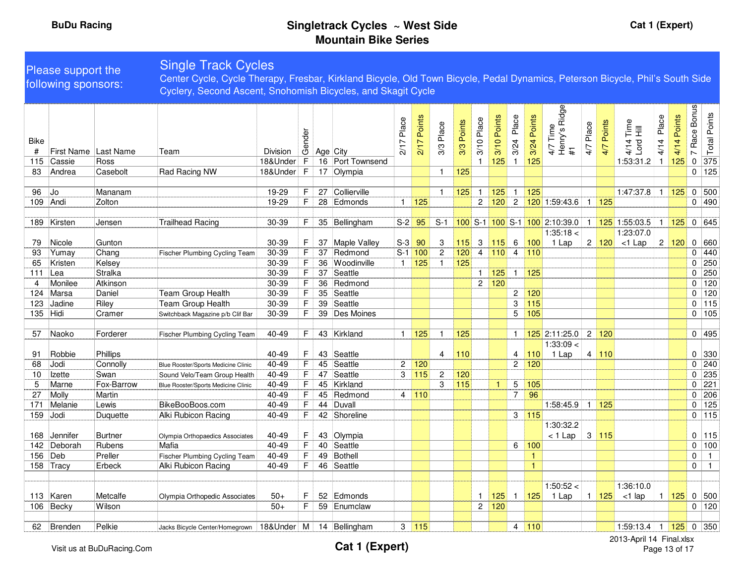**BuDu Racing**

# Singletrack Cycles ~ West Side Mountain Bike Series

**Cat 1 (Expert)**

Please support the following sponsors:

## Single Track Cycles

Center Cycle, Cycle Therapy, Fresbar, Kirkland Bicycle, Old Town Bicycle, Pedal Dynamics, Peterson Bicycle, Phil's South Side Cyclery, Second Ascent, Snohomish Bicycles, and Skagit Cycle

| Bike # | First Name | Last Name | Team | Division | Gender | Age | City | 2/17 Place | 2/17 Points | 3/3 Place | 3/3 Points | 3/10 Place | 3/10 Points | 3/24 Place | 3/24 Points | 4/7 Time Henry's Ridge #1 | 4/7 Place | 4/7 Points | 4/14 Time Lord Hill | 4/14 Place | 4/14 Points | 7 Race Bonus | Total Points |
|---|---|---|---|---|---|---|---|---|---|---|---|---|---|---|---|---|---|---|---|---|---|---|---|
| 115 | Cassie | Ross | | 18&Under | F | 16 | Port Townsend | | | | | 1 | 125 | 1 | 125 | | | | 1:53:31.2 | 1 | 125 | 0 | 375 |
| 83 | Andrea | Casebolt | Rad Racing NW | 18&Under | F | 17 | Olympia | | | 1 | 125 | | | | | | | | | | | 0 | 125 |
| | | | | | | | | | | | | | | | | | | | | | | | |
| 96 | Jo | Mananam | | 19-29 | F | 27 | Collierville | | | 1 | 125 | 1 | 125 | 1 | 125 | | | | 1:47:37.8 | 1 | 125 | 0 | 500 |
| 109 | Andi | Zolton | | 19-29 | F | 28 | Edmonds | 1 | 125 | | | 2 | 120 | 2 | 120 | 1:59:43.6 | 1 | 125 | | | | 0 | 490 |
| | | | | | | | | | | | | | | | | | | | | | | | |
| 189 | Kirsten | Jensen | Trailhead Racing | 30-39 | F | 35 | Bellingham | S-2 | 95 | S-1 | 100 | S-1 | 100 | S-1 | 100 | 2:10:39.0 | 1 | 125 | 1:55:03.5 | 1 | 125 | 0 | 645 |
| 79 | Nicole | Gunton | | 30-39 | F | 37 | Maple Valley | S-3 | 90 | 3 | 115 | 3 | 115 | 6 | 100 | 1:35:18 < 1 Lap | 2 | 120 | 1:23:07.0 <1 Lap | 2 | 120 | 0 | 660 |
| 93 | Yumay | Chang | Fischer Plumbing Cycling Team | 30-39 | F | 37 | Redmond | S-1 | 100 | 2 | 120 | 4 | 110 | 4 | 110 | | | | | | | 0 | 440 |
| 65 | Kristen | Kelsey | | 30-39 | F | 36 | Woodinville | 1 | 125 | 1 | 125 | | | | | | | | | | | 0 | 250 |
| 111 | Lea | Stralka | | 30-39 | F | 37 | Seattle | | | | | 1 | 125 | 1 | 125 | | | | | | | 0 | 250 |
| 4 | Monilee | Atkinson | | 30-39 | F | 36 | Redmond | | | | | 2 | 120 | | | | | | | | | 0 | 120 |
| 124 | Marsa | Daniel | Team Group Health | 30-39 | F | 35 | Seattle | | | | | | | 2 | 120 | | | | | | | 0 | 120 |
| 123 | Jadine | Riley | Team Group Health | 30-39 | F | 39 | Seattle | | | | | | | 3 | 115 | | | | | | | 0 | 115 |
| 135 | Hidi | Cramer | Switchback Magazine p/b Clif Bar | 30-39 | F | 39 | Des Moines | | | | | | | 5 | 105 | | | | | | | 0 | 105 |
| | | | | | | | | | | | | | | | | | | | | | | | |
| 57 | Naoko | Forderer | Fischer Plumbing Cycling Team | 40-49 | F | 43 | Kirkland | 1 | 125 | 1 | 125 | | | 1 | 125 | 2:11:25.0 | 2 | 120 | | | | 0 | 495 |
| 91 | Robbie | Phillips | | 40-49 | F | 43 | Seattle | | | 4 | 110 | | | 4 | 110 | 1:33:09 < 1 Lap | 4 | 110 | | | | 0 | 330 |
| 68 | Jodi | Connolly | Blue Rooster/Sports Medicine Clinic | 40-49 | F | 45 | Seattle | 2 | 120 | | | | | 2 | 120 | | | | | | | 0 | 240 |
| 10 | Izette | Swan | Sound Velo/Team Group Health | 40-49 | F | 47 | Seattle | 3 | 115 | 2 | 120 | | | | | | | | | | | 0 | 235 |
| 5 | Marne | Fox-Barrow | Blue Rooster/Sports Medicine Clinic | 40-49 | F | 45 | Kirkland | | | 3 | 115 | | 1 | 5 | 105 | | | | | | | 0 | 221 |
| 27 | Molly | Martin | | 40-49 | F | 45 | Redmond | 4 | 110 | | | | | 7 | 96 | | | | | | | 0 | 206 |
| 171 | Melanie | Lewis | BikeBooBoos.com | 40-49 | F | 44 | Duvall | | | | | | | | | 1:58:45.9 | 1 | 125 | | | | 0 | 125 |
| 159 | Jodi | Duquette | Alki Rubicon Racing | 40-49 | F | 42 | Shoreline | | | | | | | 3 | 115 | | | | | | | 0 | 115 |
| 168 | Jennifer | Burtner | Olympia Orthopaedics Associates | 40-49 | F | 43 | Olympia | | | | | | | | | 1:30:32.2 < 1 Lap | 3 | 115 | | | | 0 | 115 |
| 142 | Deborah | Rubens | Mafia | 40-49 | F | 40 | Seattle | | | | | | | 6 | 100 | | | | | | | 0 | 100 |
| 156 | Deb | Preller | Fischer Plumbing Cycling Team | 40-49 | F | 49 | Bothell | | | | | | | | 1 | | | | | | | 0 | 1 |
| 158 | Tracy | Erbeck | Alki Rubicon Racing | 40-49 | F | 46 | Seattle | | | | | | | | 1 | | | | | | | 0 | 1 |
| | | | | | | | | | | | | | | | | | | | | | | | |
| 113 | Karen | Metcalfe | Olympia Orthopedic Associates | 50+ | F | 52 | Edmonds | | | | | 1 | 125 | 1 | 125 | 1:50:52 < 1 Lap | 1 | 125 | 1:36:10.0 <1 lap | 1 | 125 | 0 | 500 |
| 106 | Becky | Wilson | | 50+ | F | 59 | Enumclaw | | | | | 2 | 120 | | | | | | | | | 0 | 120 |
| | | | | | | | | | | | | | | | | | | | | | | | |
| 62 | Brenden | Pelkie | Jacks Bicycle Center/Homegrown | 18&Under | M | 14 | Bellingham | 3 | 115 | | | | | 4 | 110 | | | | 1:59:13.4 | 1 | 125 | 0 | 350 |

Visit us at BuDuRacing.Com

2013-April 14 Final.xlsx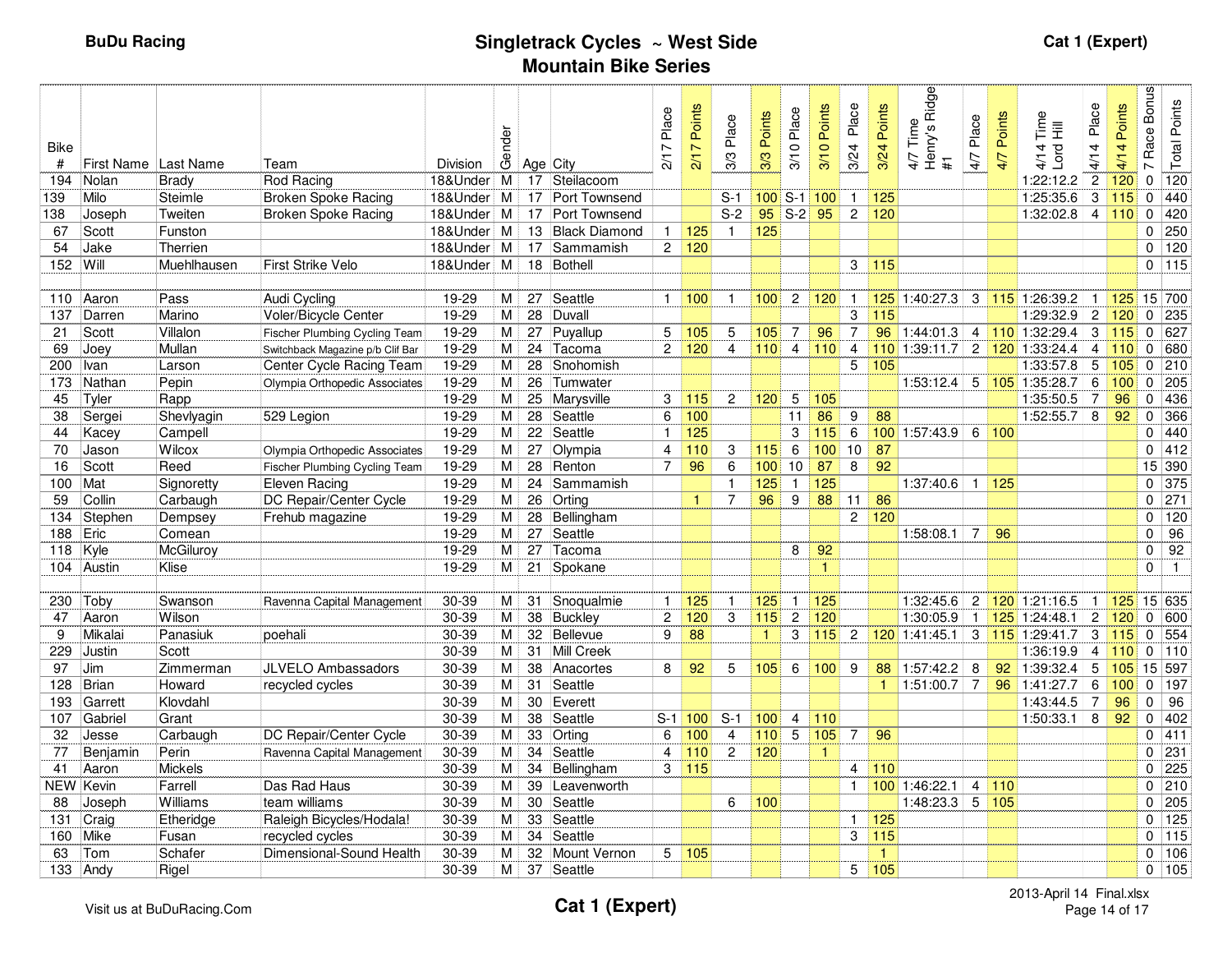BuDu Racing

# Singletrack Cycles ~ West Side Mountain Bike Series

Cat 1 (Expert)

| Bike # | First Name | Last Name | Team | Division | Gender | Age | City | 2/17 Place | 2/17 Points | 3/3 Place | 3/3 Points | 3/10 Place | 3/10 Points | 3/24 Place | 3/24 Points | 4/7 Time Henry's Ridge #1 | 4/7 Place | 4/7 Points | 4/14 Time Lord Hill | 4/14 Place | 4/14 Points | 7 Race Bonus | Total Points |
|---|---|---|---|---|---|---|---|---|---|---|---|---|---|---|---|---|---|---|---|---|---|---|---|
| 194 | Nolan | Brady | Rod Racing | 18&Under | M | 17 | Steilacoom | | | | | | | | | | | | 1:22:12.2 | 2 | 120 | 0 | 120 |
| 139 | Milo | Steimle | Broken Spoke Racing | 18&Under | M | 17 | Port Townsend | | | S-1 | 100 | S-1 | 100 | 1 | 125 | | | | 1:25:35.6 | 3 | 115 | 0 | 440 |
| 138 | Joseph | Tweiten | Broken Spoke Racing | 18&Under | M | 17 | Port Townsend | | | S-2 | 95 | S-2 | 95 | 2 | 120 | | | | 1:32:02.8 | 4 | 110 | 0 | 420 |
| 67 | Scott | Funston | | 18&Under | M | 13 | Black Diamond | 1 | 125 | 1 | 125 | | | | | | | | | | | 0 | 250 |
| 54 | Jake | Therrien | | 18&Under | M | 17 | Sammamish | 2 | 120 | | | | | | | | | | | | | 0 | 120 |
| 152 | Will | Muehlhausen | First Strike Velo | 18&Under | M | 18 | Bothell | | | | | | | 3 | 115 | | | | | | | 0 | 115 |
| | | | | | | | | | | | | | | | | | | | | | | | |
| 110 | Aaron | Pass | Audi Cycling | 19-29 | M | 27 | Seattle | 1 | 100 | 1 | 100 | 2 | 120 | 1 | 125 | 1:40:27.3 | 3 | 115 | 1:26:39.2 | 1 | 125 | 15 | 700 |
| 137 | Darren | Marino | Voler/Bicycle Center | 19-29 | M | 28 | Duvall | | | | | | | 3 | 115 | | | | 1:29:32.9 | 2 | 120 | 0 | 235 |
| 21 | Scott | Villalon | Fischer Plumbing Cycling Team | 19-29 | M | 27 | Puyallup | 5 | 105 | 5 | 105 | 7 | 96 | 7 | 96 | 1:44:01.3 | 4 | 110 | 1:32:29.4 | 3 | 115 | 0 | 627 |
| 69 | Joey | Mullan | Switchback Magazine p/b Clif Bar | 19-29 | M | 24 | Tacoma | 2 | 120 | 4 | 110 | 4 | 110 | 4 | 110 | 1:39:11.7 | 2 | 120 | 1:33:24.4 | 4 | 110 | 0 | 680 |
| 200 | Ivan | Larson | Center Cycle Racing Team | 19-29 | M | 28 | Snohomish | | | | | | | 5 | 105 | | | | 1:33:57.8 | 5 | 105 | 0 | 210 |
| 173 | Nathan | Pepin | Olympia Orthopedic Associates | 19-29 | M | 26 | Tumwater | | | | | | | | | 1:53:12.4 | 5 | 105 | 1:35:28.7 | 6 | 100 | 0 | 205 |
| 45 | Tyler | Rapp | | 19-29 | M | 25 | Marysville | 3 | 115 | 2 | 120 | 5 | 105 | | | | | | 1:35:50.5 | 7 | 96 | 0 | 436 |
| 38 | Sergei | Shevlyagin | 529 Legion | 19-29 | M | 28 | Seattle | 6 | 100 | | | 11 | 86 | 9 | 88 | | | | 1:52:55.7 | 8 | 92 | 0 | 366 |
| 44 | Kacey | Campell | | 19-29 | M | 22 | Seattle | 1 | 125 | | | 3 | 115 | 6 | 100 | 1:57:43.9 | 6 | 100 | | | | 0 | 440 |
| 70 | Jason | Wilcox | Olympia Orthopedic Associates | 19-29 | M | 27 | Olympia | 4 | 110 | 3 | 115 | 6 | 100 | 10 | 87 | | | | | | | 0 | 412 |
| 16 | Scott | Reed | Fischer Plumbing Cycling Team | 19-29 | M | 28 | Renton | 7 | 96 | 6 | 100 | 10 | 87 | 8 | 92 | | | | | | | 15 | 390 |
| 100 | Mat | Signoretty | Eleven Racing | 19-29 | M | 24 | Sammamish | | | 1 | 125 | 1 | 125 | | | 1:37:40.6 | 1 | 125 | | | | 0 | 375 |
| 59 | Collin | Carbaugh | DC Repair/Center Cycle | 19-29 | M | 26 | Orting | | 1 | 7 | 96 | 9 | 88 | 11 | 86 | | | | | | | 0 | 271 |
| 134 | Stephen | Dempsey | Frehub magazine | 19-29 | M | 28 | Bellingham | | | | | | | 2 | 120 | | | | | | | 0 | 120 |
| 188 | Eric | Comean | | 19-29 | M | 27 | Seattle | | | | | | | | | 1:58:08.1 | 7 | 96 | | | | 0 | 96 |
| 118 | Kyle | McGiluroy | | 19-29 | M | 27 | Tacoma | | | | | 8 | 92 | | | | | | | | | 0 | 92 |
| 104 | Austin | Klise | | 19-29 | M | 21 | Spokane | | | | | | 1 | | | | | | | | | 0 | 1 |
| | | | | | | | | | | | | | | | | | | | | | | | |
| 230 | Toby | Swanson | Ravenna Capital Management | 30-39 | M | 31 | Snoqualmie | 1 | 125 | 1 | 125 | 1 | 125 | | | 1:32:45.6 | 2 | 120 | 1:21:16.5 | 1 | 125 | 15 | 635 |
| 47 | Aaron | Wilson | | 30-39 | M | 38 | Buckley | 2 | 120 | 3 | 115 | 2 | 120 | | | 1:30:05.9 | 1 | 125 | 1:24:48.1 | 2 | 120 | 0 | 600 |
| 9 | Mikalai | Panasiuk | poehali | 30-39 | M | 32 | Bellevue | 9 | 88 | | 1 | 3 | 115 | 2 | 120 | 1:41:45.1 | 3 | 115 | 1:29:41.7 | 3 | 115 | 0 | 554 |
| 229 | Justin | Scott | | 30-39 | M | 31 | Mill Creek | | | | | | | | | | | | 1:36:19.9 | 4 | 110 | 0 | 110 |
| 97 | Jim | Zimmerman | JLVELO Ambassadors | 30-39 | M | 38 | Anacortes | 8 | 92 | 5 | 105 | 6 | 100 | 9 | 88 | 1:57:42.2 | 8 | 92 | 1:39:32.4 | 5 | 105 | 15 | 597 |
| 128 | Brian | Howard | recycled cycles | 30-39 | M | 31 | Seattle | | | | | | | | 1 | 1:51:00.7 | 7 | 96 | 1:41:27.7 | 6 | 100 | 0 | 197 |
| 193 | Garrett | Klovdahl | | 30-39 | M | 30 | Everett | | | | | | | | | | | | 1:43:44.5 | 7 | 96 | 0 | 96 |
| 107 | Gabriel | Grant | | 30-39 | M | 38 | Seattle | S-1 | 100 | S-1 | 100 | 4 | 110 | | | | | | 1:50:33.1 | 8 | 92 | 0 | 402 |
| 32 | Jesse | Carbaugh | DC Repair/Center Cycle | 30-39 | M | 33 | Orting | 6 | 100 | 4 | 110 | 5 | 105 | 7 | 96 | | | | | | | 0 | 411 |
| 77 | Benjamin | Perin | Ravenna Capital Management | 30-39 | M | 34 | Seattle | 4 | 110 | 2 | 120 | | 1 | | | | | | | | | 0 | 231 |
| 41 | Aaron | Mickels | | 30-39 | M | 34 | Bellingham | 3 | 115 | | | | | 4 | 110 | | | | | | | 0 | 225 |
| NEW | Kevin | Farrell | Das Rad Haus | 30-39 | M | 39 | Leavenworth | | | | | | | 1 | 100 | 1:46:22.1 | 4 | 110 | | | | 0 | 210 |
| 88 | Joseph | Williams | team williams | 30-39 | M | 30 | Seattle | | | 6 | 100 | | | | | 1:48:23.3 | 5 | 105 | | | | 0 | 205 |
| 131 | Craig | Etheridge | Raleigh Bicycles/Hodala! | 30-39 | M | 33 | Seattle | | | | | | | 1 | 125 | | | | | | | 0 | 125 |
| 160 | Mike | Fusan | recycled cycles | 30-39 | M | 34 | Seattle | | | | | | | 3 | 115 | | | | | | | 0 | 115 |
| 63 | Tom | Schafer | Dimensional-Sound Health | 30-39 | M | 32 | Mount Vernon | 5 | 105 | | | | | | 1 | | | | | | | 0 | 106 |
| 133 | Andy | Rigel | | 30-39 | M | 37 | Seattle | | | | | | | 5 | 105 | | | | | | | 0 | 105 |

Visit us at BuDuRacing.Com

Cat 1 (Expert)

2013-April 14 Final.xlsx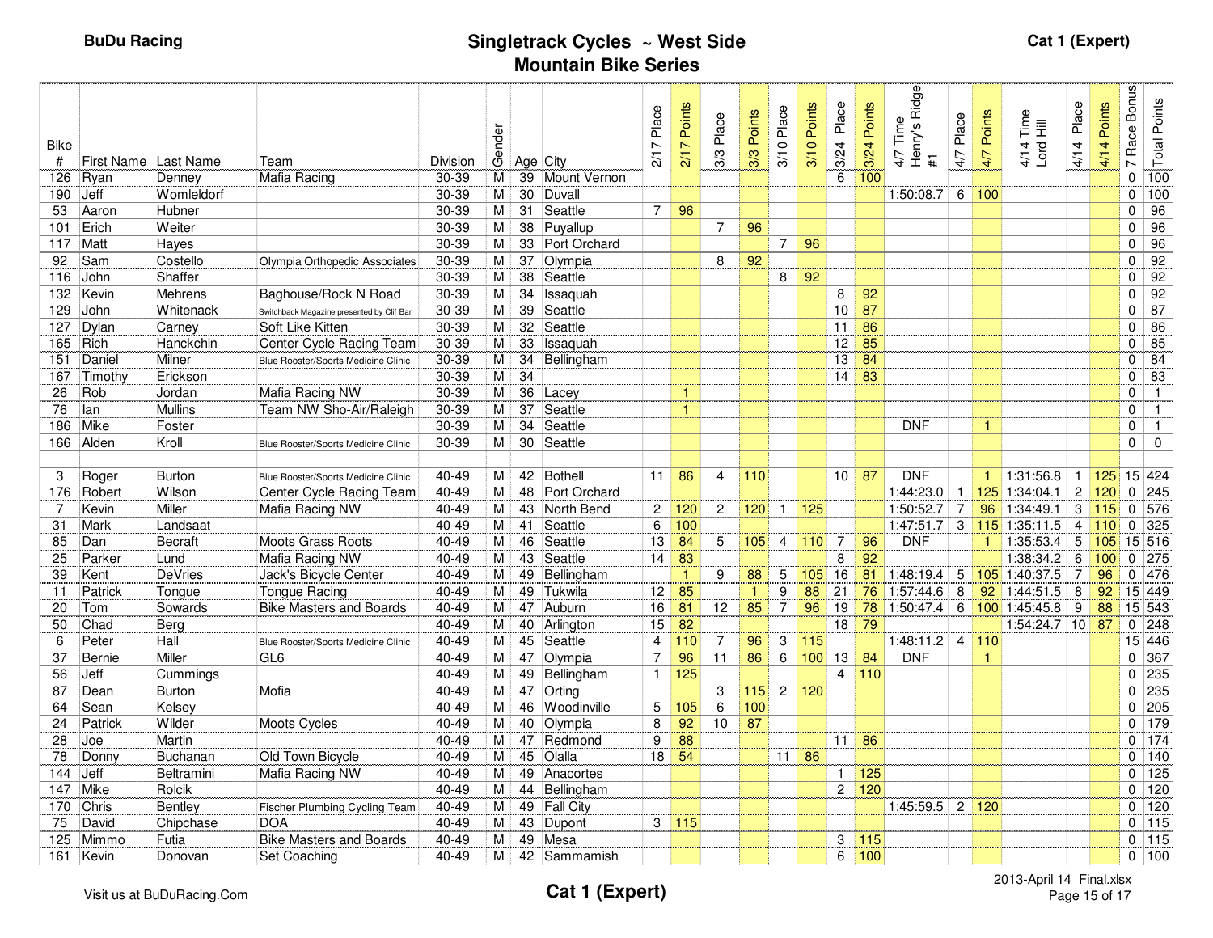BuDu Racing

# Singletrack Cycles ~ West Side Mountain Bike Series

Cat 1 (Expert)

| Bike # | First Name | Last Name | Team | Division | Gender | Age | City | 2/17 Place | 2/17 Points | 3/3 Place | 3/3 Points | 3/10 Place | 3/10 Points | 3/24 Place | 3/24 Points | 4/7 Time Henry's Ridge #1 | 4/7 Place | 4/7 Points | 4/14 Time Lord Hill | 4/14 Place | 4/14 Points | 7 Race Bonus | Total Points |
|---|---|---|---|---|---|---|---|---|---|---|---|---|---|---|---|---|---|---|---|---|---|---|---|
| 126 | Ryan | Denney | Mafia Racing | 30-39 | M | 39 | Mount Vernon | | | | | | | 6 | 100 | | | | | | | 0 | 100 |
| 190 | Jeff | Womleldorf | | 30-39 | M | 30 | Duvall | | | | | | | | | 1:50:08.7 | 6 | 100 | | | | 0 | 100 |
| 53 | Aaron | Hubner | | 30-39 | M | 31 | Seattle | 7 | 96 | | | | | | | | | | | | | 0 | 96 |
| 101 | Erich | Weiter | | 30-39 | M | 38 | Puyallup | | | 7 | 96 | | | | | | | | | | | 0 | 96 |
| 117 | Matt | Hayes | | 30-39 | M | 33 | Port Orchard | | | | | 7 | 96 | | | | | | | | | 0 | 96 |
| 92 | Sam | Costello | Olympia Orthopedic Associates | 30-39 | M | 37 | Olympia | | | 8 | 92 | | | | | | | | | | | 0 | 92 |
| 116 | John | Shaffer | | 30-39 | M | 38 | Seattle | | | | | 8 | 92 | | | | | | | | | 0 | 92 |
| 132 | Kevin | Mehrens | Baghouse/Rock N Road | 30-39 | M | 34 | Issaquah | | | | | | | 8 | 92 | | | | | | | 0 | 92 |
| 129 | John | Whitenack | Switchback Magazine presented by Clif Bar | 30-39 | M | 39 | Seattle | | | | | | | 10 | 87 | | | | | | | 0 | 87 |
| 127 | Dylan | Carney | Soft Like Kitten | 30-39 | M | 32 | Seattle | | | | | | | 11 | 86 | | | | | | | 0 | 86 |
| 165 | Rich | Hanckchin | Center Cycle Racing Team | 30-39 | M | 33 | Issaquah | | | | | | | 12 | 85 | | | | | | | 0 | 85 |
| 151 | Daniel | Milner | Blue Rooster/Sports Medicine Clinic | 30-39 | M | 34 | Bellingham | | | | | | | 13 | 84 | | | | | | | 0 | 84 |
| 167 | Timothy | Erickson | | 30-39 | M | 34 | | | | | | | | 14 | 83 | | | | | | | 0 | 83 |
| 26 | Rob | Jordan | Mafia Racing NW | 30-39 | M | 36 | Lacey | | 1 | | | | | | | | | | | | | 0 | 1 |
| 76 | Ian | Mullins | Team NW Sho-Air/Raleigh | 30-39 | M | 37 | Seattle | | 1 | | | | | | | | | | | | | 0 | 1 |
| 186 | Mike | Foster | | 30-39 | M | 34 | Seattle | | | | | | | | | DNF | | 1 | | | | 0 | 1 |
| 166 | Alden | Kroll | Blue Rooster/Sports Medicine Clinic | 30-39 | M | 30 | Seattle | | | | | | | | | | | | | | | 0 | 0 |
| | | | | | | | | | | | | | | | | | | | | | | | |
| 3 | Roger | Burton | Blue Rooster/Sports Medicine Clinic | 40-49 | M | 42 | Bothell | 11 | 86 | 4 | 110 | | | 10 | 87 | DNF | | 1 | 1:31:56.8 | 1 | 125 | 15 | 424 |
| 176 | Robert | Wilson | Center Cycle Racing Team | 40-49 | M | 48 | Port Orchard | | | | | | | | | 1:44:23.0 | 1 | 125 | 1:34:04.1 | 2 | 120 | 0 | 245 |
| 7 | Kevin | Miller | Mafia Racing NW | 40-49 | M | 43 | North Bend | 2 | 120 | 2 | 120 | 1 | 125 | | | 1:50:52.7 | 7 | 96 | 1:34:49.1 | 3 | 115 | 0 | 576 |
| 31 | Mark | Landsaat | | 40-49 | M | 41 | Seattle | 6 | 100 | | | | | | | 1:47:51.7 | 3 | 115 | 1:35:11.5 | 4 | 110 | 0 | 325 |
| 85 | Dan | Becraft | Moots Grass Roots | 40-49 | M | 46 | Seattle | 13 | 84 | 5 | 105 | 4 | 110 | 7 | 96 | DNF | | 1 | 1:35:53.4 | 5 | 105 | 15 | 516 |
| 25 | Parker | Lund | Mafia Racing NW | 40-49 | M | 43 | Seattle | 14 | 83 | | | | | 8 | 92 | | | | 1:38:34.2 | 6 | 100 | 0 | 275 |
| 39 | Kent | DeVries | Jack's Bicycle Center | 40-49 | M | 49 | Bellingham | | 1 | 9 | 88 | 5 | 105 | 16 | 81 | 1:48:19.4 | 5 | 105 | 1:40:37.5 | 7 | 96 | 0 | 476 |
| 11 | Patrick | Tongue | Tongue Racing | 40-49 | M | 49 | Tukwila | 12 | 85 | | 1 | 9 | 88 | 21 | 76 | 1:57:44.6 | 8 | 92 | 1:44:51.5 | 8 | 92 | 15 | 449 |
| 20 | Tom | Sowards | Bike Masters and Boards | 40-49 | M | 47 | Auburn | 16 | 81 | 12 | 85 | 7 | 96 | 19 | 78 | 1:50:47.4 | 6 | 100 | 1:45:45.8 | 9 | 88 | 15 | 543 |
| 50 | Chad | Berg | | 40-49 | M | 40 | Arlington | 15 | 82 | | | | | 18 | 79 | | | | 1:54:24.7 | 10 | 87 | 0 | 248 |
| 6 | Peter | Hall | Blue Rooster/Sports Medicine Clinic | 40-49 | M | 45 | Seattle | 4 | 110 | 7 | 96 | 3 | 115 | | | 1:48:11.2 | 4 | 110 | | | | 15 | 446 |
| 37 | Bernie | Miller | GL6 | 40-49 | M | 47 | Olympia | 7 | 96 | 11 | 86 | 6 | 100 | 13 | 84 | DNF | | 1 | | | | 0 | 367 |
| 56 | Jeff | Cummings | | 40-49 | M | 49 | Bellingham | 1 | 125 | | | | | 4 | 110 | | | | | | | 0 | 235 |
| 87 | Dean | Burton | Mofia | 40-49 | M | 47 | Orting | | | 3 | 115 | 2 | 120 | | | | | | | | | 0 | 235 |
| 64 | Sean | Kelsey | | 40-49 | M | 46 | Woodinville | 5 | 105 | 6 | 100 | | | | | | | | | | | 0 | 205 |
| 24 | Patrick | Wilder | Moots Cycles | 40-49 | M | 40 | Olympia | 8 | 92 | 10 | 87 | | | | | | | | | | | 0 | 179 |
| 28 | Joe | Martin | | 40-49 | M | 47 | Redmond | 9 | 88 | | | | | 11 | 86 | | | | | | | 0 | 174 |
| 78 | Donny | Buchanan | Old Town Bicycle | 40-49 | M | 45 | Olalla | 18 | 54 | | | 11 | 86 | | | | | | | | | 0 | 140 |
| 144 | Jeff | Beltramini | Mafia Racing NW | 40-49 | M | 49 | Anacortes | | | | | | | 1 | 125 | | | | | | | 0 | 125 |
| 147 | Mike | Rolcik | | 40-49 | M | 44 | Bellingham | | | | | | | 2 | 120 | | | | | | | 0 | 120 |
| 170 | Chris | Bentley | Fischer Plumbing Cycling Team | 40-49 | M | 49 | Fall City | | | | | | | | | 1:45:59.5 | 2 | 120 | | | | 0 | 120 |
| 75 | David | Chipchase | DOA | 40-49 | M | 43 | Dupont | 3 | 115 | | | | | | | | | | | | | 0 | 115 |
| 125 | Mimmo | Futia | Bike Masters and Boards | 40-49 | M | 49 | Mesa | | | | | | | 3 | 115 | | | | | | | 0 | 115 |
| 161 | Kevin | Donovan | Set Coaching | 40-49 | M | 42 | Sammamish | | | | | | | 6 | 100 | | | | | | | 0 | 100 |

Visit us at BuDuRacing.Com

Cat 1 (Expert)

2013-April 14 Final.xlsx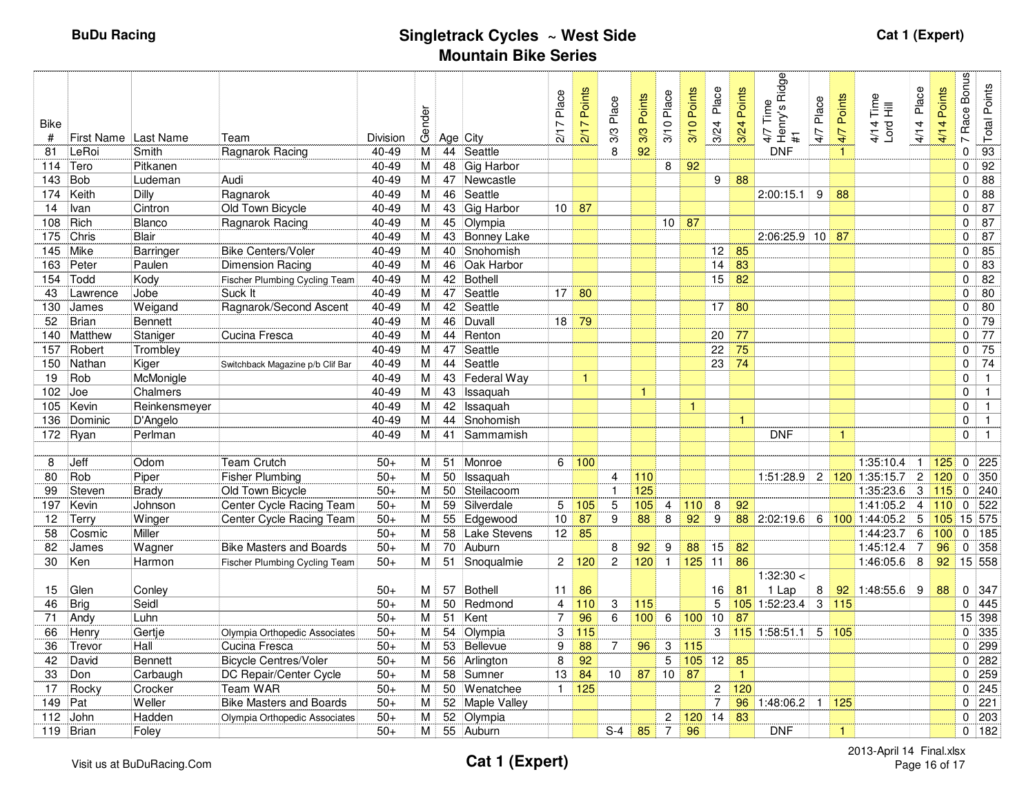**BuDu Racing**

# Singletrack Cycles ~ West Side Mountain Bike Series

**Cat 1 (Expert)**

| Bike # | First Name | Last Name | Team | Division | Gender | Age | City | 2/17 Place | 2/17 Points | 3/3 Place | 3/3 Points | 3/10 Place | 3/10 Points | 3/24 Place | 3/24 Points | 4/7 Time Henry's Ridge #1 | 4/7 Place | 4/7 Points | 4/14 Time Lord Hill | 4/14 Place | 4/14 Points | 7 Race Bonus | Total Points |
|---|---|---|---|---|---|---|---|---|---|---|---|---|---|---|---|---|---|---|---|---|---|---|---|
| 81 | LeRoi | Smith | Ragnarok Racing | 40-49 | M | 44 | Seattle | | | 8 | 92 | | | | | DNF | | 1 | | | | 0 | 93 |
| 114 | Tero | Pitkanen | | 40-49 | M | 48 | Gig Harbor | | | | | 8 | 92 | | | | | | | | | 0 | 92 |
| 143 | Bob | Ludeman | Audi | 40-49 | M | 47 | Newcastle | | | | | | | 9 | 88 | | | | | | | 0 | 88 |
| 174 | Keith | Dilly | Ragnarok | 40-49 | M | 46 | Seattle | | | | | | | | | 2:00:15.1 | 9 | 88 | | | | 0 | 88 |
| 14 | Ivan | Cintron | Old Town Bicycle | 40-49 | M | 43 | Gig Harbor | 10 | 87 | | | | | | | | | | | | | 0 | 87 |
| 108 | Rich | Blanco | Ragnarok Racing | 40-49 | M | 45 | Olympia | | | | | 10 | 87 | | | | | | | | | 0 | 87 |
| 175 | Chris | Blair | | 40-49 | M | 43 | Bonney Lake | | | | | | | | | 2:06:25.9 | 10 | 87 | | | | 0 | 87 |
| 145 | Mike | Barringer | Bike Centers/Voler | 40-49 | M | 40 | Snohomish | | | | | | | 12 | 85 | | | | | | | 0 | 85 |
| 163 | Peter | Paulen | Dimension Racing | 40-49 | M | 46 | Oak Harbor | | | | | | | 14 | 83 | | | | | | | 0 | 83 |
| 154 | Todd | Kody | Fischer Plumbing Cycling Team | 40-49 | M | 42 | Bothell | | | | | | | 15 | 82 | | | | | | | 0 | 82 |
| 43 | Lawrence | Jobe | Suck It | 40-49 | M | 47 | Seattle | 17 | 80 | | | | | | | | | | | | | 0 | 80 |
| 130 | James | Weigand | Ragnarok/Second Ascent | 40-49 | M | 42 | Seattle | | | | | | | 17 | 80 | | | | | | | 0 | 80 |
| 52 | Brian | Bennett | | 40-49 | M | 46 | Duvall | 18 | 79 | | | | | | | | | | | | | 0 | 79 |
| 140 | Matthew | Staniger | Cucina Fresca | 40-49 | M | 44 | Renton | | | | | | | 20 | 77 | | | | | | | 0 | 77 |
| 157 | Robert | Trombley | | 40-49 | M | 47 | Seattle | | | | | | | 22 | 75 | | | | | | | 0 | 75 |
| 150 | Nathan | Kiger | Switchback Magazine p/b Clif Bar | 40-49 | M | 44 | Seattle | | | | | | | 23 | 74 | | | | | | | 0 | 74 |
| 19 | Rob | McMonigle | | 40-49 | M | 43 | Federal Way | | 1 | | | | | | | | | | | | | 0 | 1 |
| 102 | Joe | Chalmers | | 40-49 | M | 43 | Issaquah | | | | 1 | | | | | | | | | | | 0 | 1 |
| 105 | Kevin | Reinkensmeyer | | 40-49 | M | 42 | Issaquah | | | | | | 1 | | | | | | | | | 0 | 1 |
| 136 | Dominic | D'Angelo | | 40-49 | M | 44 | Snohomish | | | | | | | | 1 | | | | | | | 0 | 1 |
| 172 | Ryan | Perlman | | 40-49 | M | 41 | Sammamish | | | | | | | | | DNF | | 1 | | | | 0 | 1 |
| | | | | | | | | | | | | | | | | | | | | | | | |
| 8 | Jeff | Odom | Team Crutch | 50+ | M | 51 | Monroe | 6 | 100 | | | | | | | | | | 1:35:10.4 | 1 | 125 | 0 | 225 |
| 80 | Rob | Piper | Fisher Plumbing | 50+ | M | 50 | Issaquah | | | 4 | 110 | | | | | 1:51:28.9 | 2 | 120 | 1:35:15.7 | 2 | 120 | 0 | 350 |
| 99 | Steven | Brady | Old Town Bicycle | 50+ | M | 50 | Steilacoom | | | 1 | 125 | | | | | | | | 1:35:23.6 | 3 | 115 | 0 | 240 |
| 197 | Kevin | Johnson | Center Cycle Racing Team | 50+ | M | 59 | Silverdale | 5 | 105 | 5 | 105 | 4 | 110 | 8 | 92 | | | | 1:41:05.2 | 4 | 110 | 0 | 522 |
| 12 | Terry | Winger | Center Cycle Racing Team | 50+ | M | 55 | Edgewood | 10 | 87 | 9 | 88 | 8 | 92 | 9 | 88 | 2:02:19.6 | 6 | 100 | 1:44:05.2 | 5 | 105 | 15 | 575 |
| 58 | Cosmic | Miller | | 50+ | M | 58 | Lake Stevens | 12 | 85 | | | | | | | | | | 1:44:23.7 | 6 | 100 | 0 | 185 |
| 82 | James | Wagner | Bike Masters and Boards | 50+ | M | 70 | Auburn | | | 8 | 92 | 9 | 88 | 15 | 82 | | | | 1:45:12.4 | 7 | 96 | 0 | 358 |
| 30 | Ken | Harmon | Fischer Plumbing Cycling Team | 50+ | M | 51 | Snoqualmie | 2 | 120 | 2 | 120 | 1 | 125 | 11 | 86 | | | | 1:46:05.6 | 8 | 92 | 15 | 558 |
| 15 | Glen | Conley | | 50+ | M | 57 | Bothell | 11 | 86 | | | | | 16 | 81 | 1:32:30 < 1 Lap | 8 | 92 | 1:48:55.6 | 9 | 88 | 0 | 347 |
| 46 | Brig | Seidl | | 50+ | M | 50 | Redmond | 4 | 110 | 3 | 115 | | | 5 | 105 | 1:52:23.4 | 3 | 115 | | | | 0 | 445 |
| 71 | Andy | Luhn | | 50+ | M | 51 | Kent | 7 | 96 | 6 | 100 | 6 | 100 | 10 | 87 | | | | | | | 15 | 398 |
| 66 | Henry | Gertje | Olympia Orthopedic Associates | 50+ | M | 54 | Olympia | 3 | 115 | | | | | 3 | 115 | 1:58:51.1 | 5 | 105 | | | | 0 | 335 |
| 36 | Trevor | Hall | Cucina Fresca | 50+ | M | 53 | Bellevue | 9 | 88 | 7 | 96 | 3 | 115 | | | | | | | | | 0 | 299 |
| 42 | David | Bennett | Bicycle Centres/Voler | 50+ | M | 56 | Arlington | 8 | 92 | | | 5 | 105 | 12 | 85 | | | | | | | 0 | 282 |
| 33 | Don | Carbaugh | DC Repair/Center Cycle | 50+ | M | 58 | Sumner | 13 | 84 | 10 | 87 | 10 | 87 | | 1 | | | | | | | 0 | 259 |
| 17 | Rocky | Crocker | Team WAR | 50+ | M | 50 | Wenatchee | 1 | 125 | | | | | 2 | 120 | | | | | | | 0 | 245 |
| 149 | Pat | Weller | Bike Masters and Boards | 50+ | M | 52 | Maple Valley | | | | | | | 7 | 96 | 1:48:06.2 | 1 | 125 | | | | 0 | 221 |
| 112 | John | Hadden | Olympia Orthopedic Associates | 50+ | M | 52 | Olympia | | | | | 2 | 120 | 14 | 83 | | | | | | | 0 | 203 |
| 119 | Brian | Foley | | 50+ | M | 55 | Auburn | | | S-4 | 85 | 7 | 96 | | | DNF | | 1 | | | | 0 | 182 |

Visit us at BuDuRacing.Com

**Cat 1 (Expert)**

2013-April 14 Final.xlsx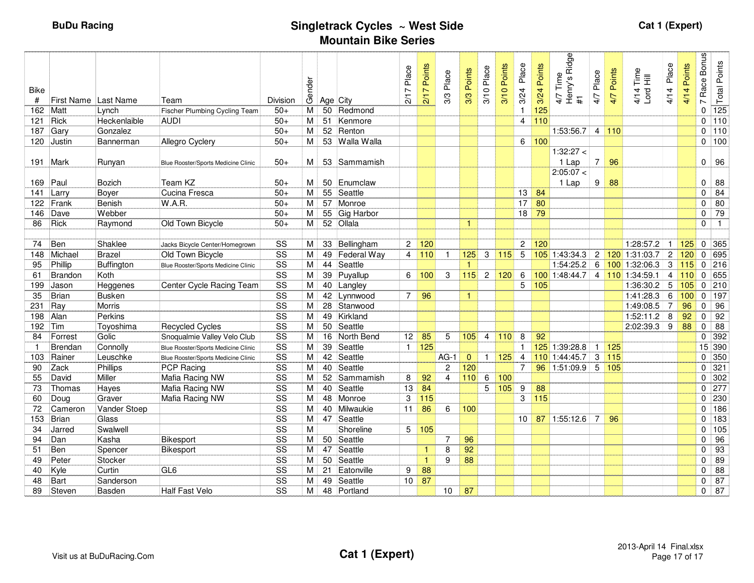BuDu Racing

# Singletrack Cycles ~ West Side Mountain Bike Series

Cat 1 (Expert)

| Bike # | First Name | Last Name | Team | Division | Gender | Age | City | 2/17 Place | 2/17 Points | 3/3 Place | 3/3 Points | 3/10 Place | 3/10 Points | 3/24 Place | 3/24 Points | 4/7 Time Henry's Ridge #1 | 4/7 Place | 4/7 Points | 4/14 Time Lord Hill | 4/14 Place | 4/14 Points | 7 Race Bonus | Total Points |
|---|---|---|---|---|---|---|---|---|---|---|---|---|---|---|---|---|---|---|---|---|---|---|---|
| 162 | Matt | Lynch | Fischer Plumbing Cycling Team | 50+ | M | 50 | Redmond | | | | | | | 1 | 125 | | | | | | | 0 | 125 |
| 121 | Rick | Heckenlaible | AUDI | 50+ | M | 51 | Kenmore | | | | | | | 4 | 110 | | | | | | | 0 | 110 |
| 187 | Gary | Gonzalez | | 50+ | M | 52 | Renton | | | | | | | | | 1:53:56.7 | 4 | 110 | | | | 0 | 110 |
| 120 | Justin | Bannerman | Allegro Cyclery | 50+ | M | 53 | Walla Walla | | | | | | | 6 | 100 | | | | | | | 0 | 100 |
| 191 | Mark | Runyan | Blue Rooster/Sports Medicine Clinic | 50+ | M | 53 | Sammamish | | | | | | | | | 1:32:27 < 1 Lap | 7 | 96 | | | | 0 | 96 |
| 169 | Paul | Bozich | Team KZ | 50+ | M | 50 | Enumclaw | | | | | | | | | 2:05:07 < 1 Lap | 9 | 88 | | | | 0 | 88 |
| 141 | Larry | Boyer | Cucina Fresca | 50+ | M | 55 | Seattle | | | | | | | 13 | 84 | | | | | | | 0 | 84 |
| 122 | Frank | Benish | W.A.R. | 50+ | M | 57 | Monroe | | | | | | | 17 | 80 | | | | | | | 0 | 80 |
| 146 | Dave | Webber | | 50+ | M | 55 | Gig Harbor | | | | | | | 18 | 79 | | | | | | | 0 | 79 |
| 86 | Rick | Raymond | Old Town Bicycle | 50+ | M | 52 | Ollala | | | | 1 | | | | | | | | | | | 0 | 1 |
| | | | | | | | | | | | | | | | | | | | | | | | |
| 74 | Ben | Shaklee | Jacks Bicycle Center/Homegrown | SS | M | 33 | Bellingham | 2 | 120 | | | | | 2 | 120 | | | | 1:28:57.2 | 1 | 125 | 0 | 365 |
| 148 | Michael | Brazel | Old Town Bicycle | SS | M | 49 | Federal Way | 4 | 110 | 1 | 125 | 3 | 115 | 5 | 105 | 1:43:34.3 | 2 | 120 | 1:31:03.7 | 2 | 120 | 0 | 695 |
| 95 | Phillip | Buffington | Blue Rooster/Sports Medicine Clinic | SS | M | 44 | Seattle | | | | 1 | | | | | 1:54:25.2 | 6 | 100 | 1:32:06.3 | 3 | 115 | 0 | 216 |
| 61 | Brandon | Koth | | SS | M | 39 | Puyallup | 6 | 100 | 3 | 115 | 2 | 120 | 6 | 100 | 1:48:44.7 | 4 | 110 | 1:34:59.1 | 4 | 110 | 0 | 655 |
| 199 | Jason | Heggenes | Center Cycle Racing Team | SS | M | 40 | Langley | | | | | | | 5 | 105 | | | | 1:36:30.2 | 5 | 105 | 0 | 210 |
| 35 | Brian | Busken | | SS | M | 42 | Lynnwood | 7 | 96 | | 1 | | | | | | | | 1:41:28.3 | 6 | 100 | 0 | 197 |
| 231 | Ray | Morris | | SS | M | 28 | Stanwood | | | | | | | | | | | | 1:49:08.5 | 7 | 96 | 0 | 96 |
| 198 | Alan | Perkins | | SS | M | 49 | Kirkland | | | | | | | | | | | | 1:52:11.2 | 8 | 92 | 0 | 92 |
| 192 | Tim | Toyoshima | Recycled Cycles | SS | M | 50 | Seattle | | | | | | | | | | | | 2:02:39.3 | 9 | 88 | 0 | 88 |
| 84 | Forrest | Golic | Snoqualmie Valley Velo Club | SS | M | 16 | North Bend | 12 | 85 | 5 | 105 | 4 | 110 | 8 | 92 | | | | | | | 0 | 392 |
| 1 | Brendan | Connolly | Blue Rooster/Sports Medicine Clinic | SS | M | 39 | Seattle | 1 | 125 | | | | | 1 | 125 | 1:39:28.8 | 1 | 125 | | | | 15 | 390 |
| 103 | Rainer | Leuschke | Blue Rooster/Sports Medicine Clinic | SS | M | 42 | Seattle | | | AG-1 | 0 | 1 | 125 | 4 | 110 | 1:44:45.7 | 3 | 115 | | | | 0 | 350 |
| 90 | Zack | Phillips | PCP Racing | SS | M | 40 | Seattle | | | 2 | 120 | | | 7 | 96 | 1:51:09.9 | 5 | 105 | | | | 0 | 321 |
| 55 | David | Miller | Mafia Racing NW | SS | M | 52 | Sammamish | 8 | 92 | 4 | 110 | 6 | 100 | | | | | | | | | 0 | 302 |
| 73 | Thomas | Hayes | Mafia Racing NW | SS | M | 40 | Seattle | 13 | 84 | | | 5 | 105 | 9 | 88 | | | | | | | 0 | 277 |
| 60 | Doug | Graver | Mafia Racing NW | SS | M | 48 | Monroe | 3 | 115 | | | | | 3 | 115 | | | | | | | 0 | 230 |
| 72 | Cameron | Vander Stoep | | SS | M | 40 | Milwaukie | 11 | 86 | 6 | 100 | | | | | | | | | | | 0 | 186 |
| 153 | Brian | Glass | | SS | M | 47 | Seattle | | | | | | | 10 | 87 | 1:55:12.6 | 7 | 96 | | | | 0 | 183 |
| 34 | Jarred | Swalwell | | SS | M | | Shoreline | 5 | 105 | | | | | | | | | | | | | 0 | 105 |
| 94 | Dan | Kasha | Bikesport | SS | M | 50 | Seattle | | | 7 | 96 | | | | | | | | | | | 0 | 96 |
| 51 | Ben | Spencer | Bikesport | SS | M | 47 | Seattle | | 1 | 8 | 92 | | | | | | | | | | | 0 | 93 |
| 49 | Peter | Stocker | | SS | M | 50 | Seattle | | 1 | 9 | 88 | | | | | | | | | | | 0 | 89 |
| 40 | Kyle | Curtin | GL6 | SS | M | 21 | Eatonville | 9 | 88 | | | | | | | | | | | | | 0 | 88 |
| 48 | Bart | Sanderson | | SS | M | 49 | Seattle | 10 | 87 | | | | | | | | | | | | | 0 | 87 |
| 89 | Steven | Basden | Half Fast Velo | SS | M | 48 | Portland | | | 10 | 87 | | | | | | | | | | | 0 | 87 |

Visit us at BuDuRacing.Com

Cat 1 (Expert)

2013-April 14 Final.xlsx